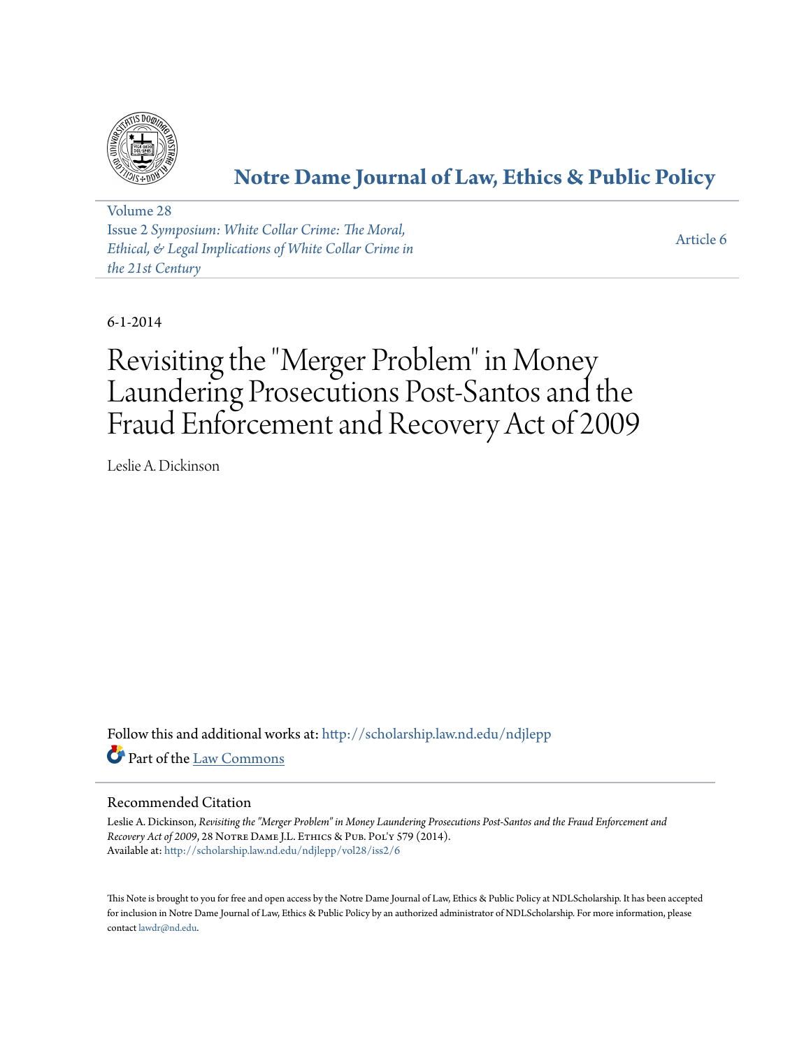# Notre Dame Journal of Law, Ethics & Public Policy

Volume 28
Issue 2 *Symposium: White Collar Crime: The Moral, Ethical, & Legal Implications of White Collar Crime in the 21st Century*

Article 6

6-1-2014

# Revisiting the "Merger Problem" in Money Laundering Prosecutions Post-Santos and the Fraud Enforcement and Recovery Act of 2009

Leslie A. Dickinson

Follow this and additional works at: http://scholarship.law.nd.edu/ndjlepp

Part of the Law Commons

## Recommended Citation

Leslie A. Dickinson, *Revisiting the "Merger Problem" in Money Laundering Prosecutions Post-Santos and the Fraud Enforcement and Recovery Act of 2009*, 28 Notre Dame J.L. Ethics & Pub. Pol'y 579 (2014).
Available at: http://scholarship.law.nd.edu/ndjlepp/vol28/iss2/6

This Note is brought to you for free and open access by the Notre Dame Journal of Law, Ethics & Public Policy at NDLScholarship. It has been accepted for inclusion in Notre Dame Journal of Law, Ethics & Public Policy by an authorized administrator of NDLScholarship. For more information, please contact lawdr@nd.edu.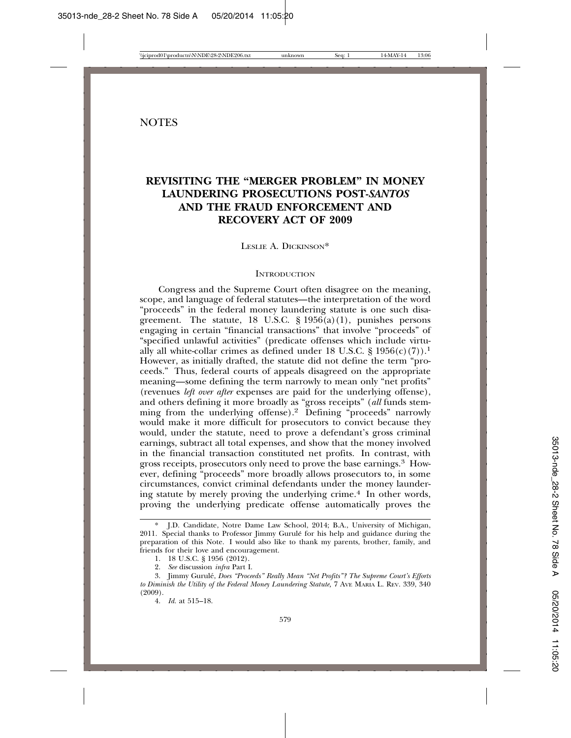NOTES

# REVISITING THE "MERGER PROBLEM" IN MONEY LAUNDERING PROSECUTIONS POST-*SANTOS* AND THE FRAUD ENFORCEMENT AND RECOVERY ACT OF 2009

Leslie A. Dickinson*

## Introduction

Congress and the Supreme Court often disagree on the meaning, scope, and language of federal statutes—the interpretation of the word "proceeds" in the federal money laundering statute is one such disagreement. The statute, 18 U.S.C. § 1956(a)(1), punishes persons engaging in certain "financial transactions" that involve "proceeds" of "specified unlawful activities" (predicate offenses which include virtually all white-collar crimes as defined under 18 U.S.C. § 1956(c)(7)).[1] However, as initially drafted, the statute did not define the term "proceeds." Thus, federal courts of appeals disagreed on the appropriate meaning—some defining the term narrowly to mean only "net profits" (revenues *left over after* expenses are paid for the underlying offense), and others defining it more broadly as "gross receipts" (*all* funds stemming from the underlying offense).[2] Defining "proceeds" narrowly would make it more difficult for prosecutors to convict because they would, under the statute, need to prove a defendant's gross criminal earnings, subtract all total expenses, and show that the money involved in the financial transaction constituted net profits. In contrast, with gross receipts, prosecutors only need to prove the base earnings.[3] However, defining "proceeds" more broadly allows prosecutors to, in some circumstances, convict criminal defendants under the money laundering statute by merely proving the underlying crime.[4] In other words, proving the underlying predicate offense automatically proves the

---

\* J.D. Candidate, Notre Dame Law School, 2014; B.A., University of Michigan, 2011. Special thanks to Professor Jimmy Gurulé for his help and guidance during the preparation of this Note. I would also like to thank my parents, brother, family, and friends for their love and encouragement.

1. 18 U.S.C. § 1956 (2012).
2. *See* discussion *infra* Part I.
3. Jimmy Gurulé, *Does "Proceeds" Really Mean "Net Profits"? The Supreme Court's Efforts to Diminish the Utility of the Federal Money Laundering Statute*, 7 Ave Maria L. Rev. 339, 340 (2009).
4. *Id.* at 515–18.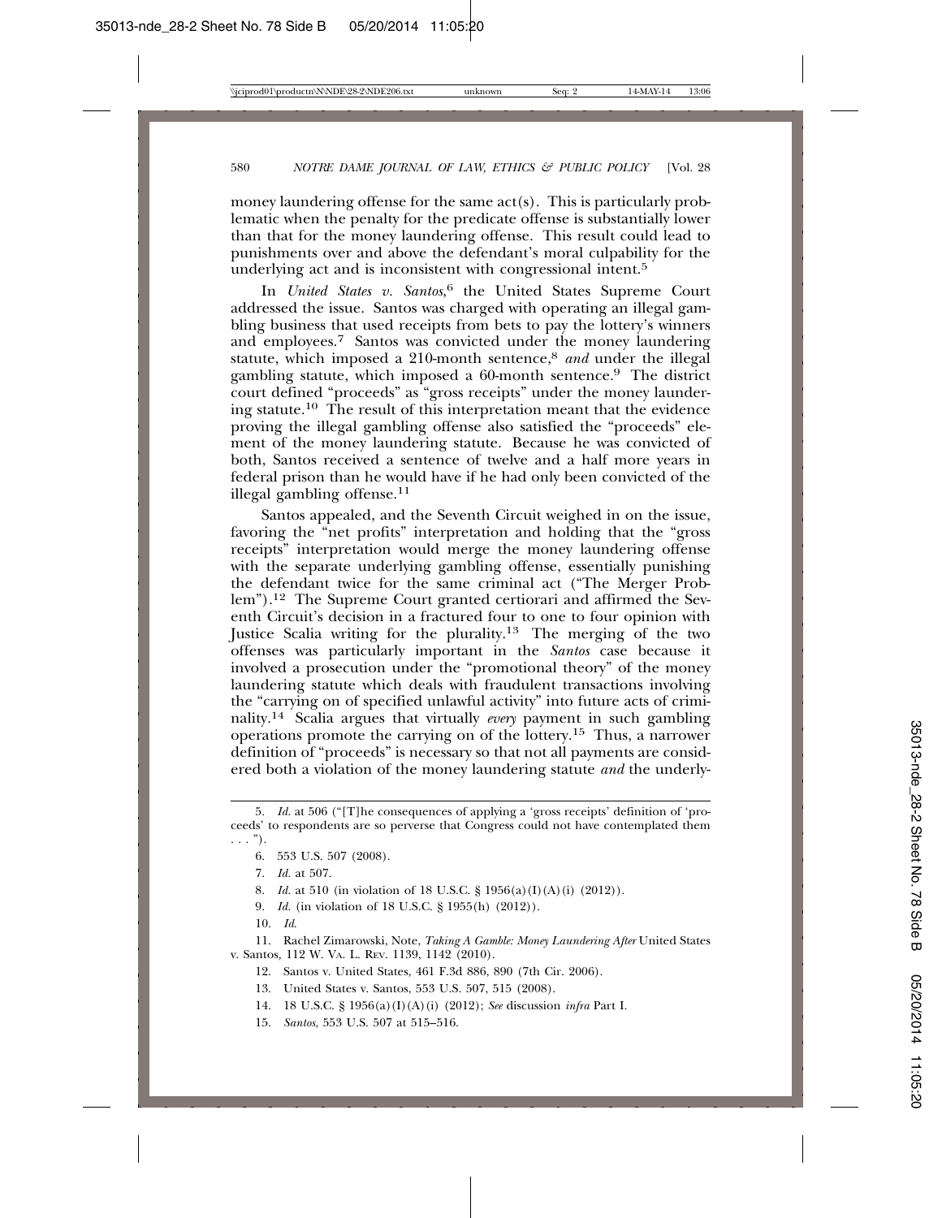money laundering offense for the same act(s). This is particularly problematic when the penalty for the predicate offense is substantially lower than that for the money laundering offense. This result could lead to punishments over and above the defendant's moral culpability for the underlying act and is inconsistent with congressional intent.[5]

In *United States v. Santos*,[6] the United States Supreme Court addressed the issue. Santos was charged with operating an illegal gambling business that used receipts from bets to pay the lottery's winners and employees.[7] Santos was convicted under the money laundering statute, which imposed a 210-month sentence,[8] *and* under the illegal gambling statute, which imposed a 60-month sentence.[9] The district court defined "proceeds" as "gross receipts" under the money laundering statute.[10] The result of this interpretation meant that the evidence proving the illegal gambling offense also satisfied the "proceeds" element of the money laundering statute. Because he was convicted of both, Santos received a sentence of twelve and a half more years in federal prison than he would have if he had only been convicted of the illegal gambling offense.[11]

Santos appealed, and the Seventh Circuit weighed in on the issue, favoring the "net profits" interpretation and holding that the "gross receipts" interpretation would merge the money laundering offense with the separate underlying gambling offense, essentially punishing the defendant twice for the same criminal act ("The Merger Problem").[12] The Supreme Court granted certiorari and affirmed the Seventh Circuit's decision in a fractured four to one to four opinion with Justice Scalia writing for the plurality.[13] The merging of the two offenses was particularly important in the *Santos* case because it involved a prosecution under the "promotional theory" of the money laundering statute which deals with fraudulent transactions involving the "carrying on of specified unlawful activity" into future acts of criminality.[14] Scalia argues that virtually *every* payment in such gambling operations promote the carrying on of the lottery.[15] Thus, a narrower definition of "proceeds" is necessary so that not all payments are considered both a violation of the money laundering statute *and* the underly-

---

5. *Id.* at 506 ("[T]he consequences of applying a 'gross receipts' definition of 'proceeds' to respondents are so perverse that Congress could not have contemplated them . . . ").

6. 553 U.S. 507 (2008).

7. *Id.* at 507.

8. *Id.* at 510 (in violation of 18 U.S.C. § 1956(a)(I)(A)(i) (2012)).

9. *Id.* (in violation of 18 U.S.C. § 1955(h) (2012)).

10. *Id.*

11. Rachel Zimarowski, Note, *Taking A Gamble: Money Laundering After* United States v. Santos, 112 W. VA. L. REV. 1139, 1142 (2010).

12. Santos v. United States, 461 F.3d 886, 890 (7th Cir. 2006).

13. United States v. Santos, 553 U.S. 507, 515 (2008).

14. 18 U.S.C. § 1956(a)(I)(A)(i) (2012); *See* discussion *infra* Part I.

15. *Santos*, 553 U.S. 507 at 515–516.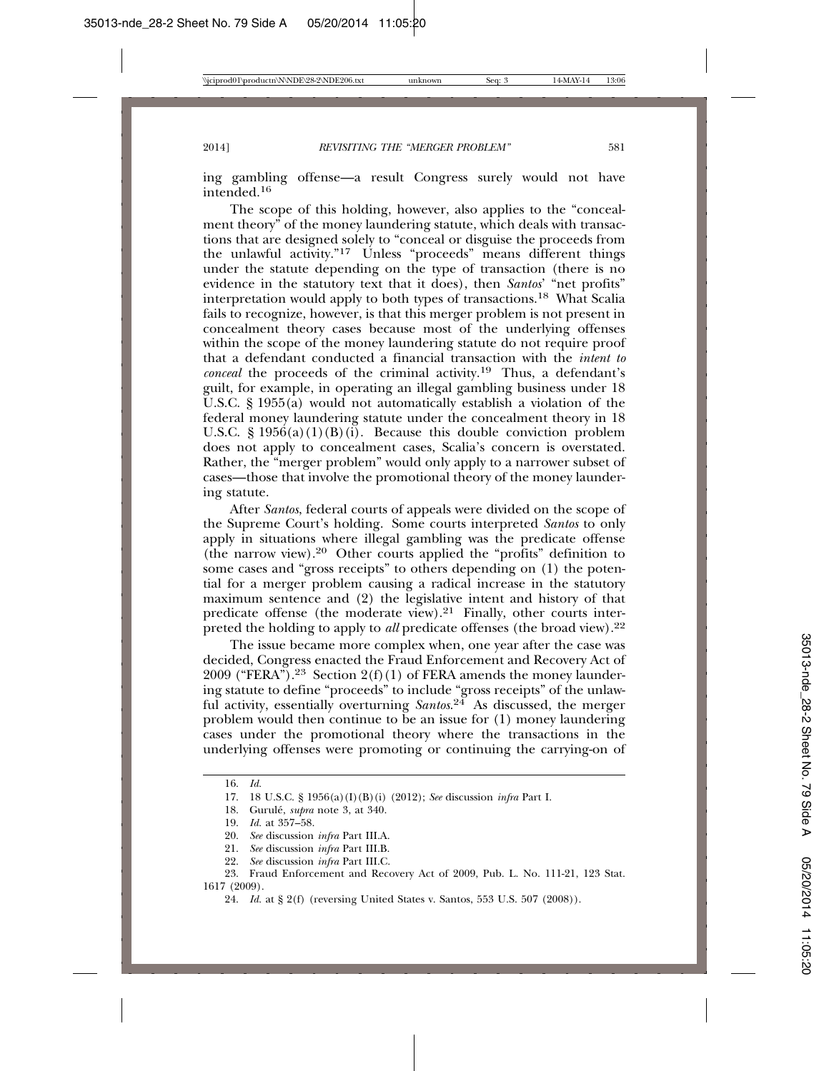ing gambling offense—a result Congress surely would not have intended.[16]

The scope of this holding, however, also applies to the "concealment theory" of the money laundering statute, which deals with transactions that are designed solely to "conceal or disguise the proceeds from the unlawful activity."[17] Unless "proceeds" means different things under the statute depending on the type of transaction (there is no evidence in the statutory text that it does), then *Santos*' "net profits" interpretation would apply to both types of transactions.[18] What Scalia fails to recognize, however, is that this merger problem is not present in concealment theory cases because most of the underlying offenses within the scope of the money laundering statute do not require proof that a defendant conducted a financial transaction with the *intent to conceal* the proceeds of the criminal activity.[19] Thus, a defendant's guilt, for example, in operating an illegal gambling business under 18 U.S.C. § 1955(a) would not automatically establish a violation of the federal money laundering statute under the concealment theory in 18 U.S.C. § 1956(a)(1)(B)(i). Because this double conviction problem does not apply to concealment cases, Scalia's concern is overstated. Rather, the "merger problem" would only apply to a narrower subset of cases—those that involve the promotional theory of the money laundering statute.

After *Santos*, federal courts of appeals were divided on the scope of the Supreme Court's holding. Some courts interpreted *Santos* to only apply in situations where illegal gambling was the predicate offense (the narrow view).[20] Other courts applied the "profits" definition to some cases and "gross receipts" to others depending on (1) the potential for a merger problem causing a radical increase in the statutory maximum sentence and (2) the legislative intent and history of that predicate offense (the moderate view).[21] Finally, other courts interpreted the holding to apply to *all* predicate offenses (the broad view).[22]

The issue became more complex when, one year after the case was decided, Congress enacted the Fraud Enforcement and Recovery Act of 2009 ("FERA").[23] Section 2(f)(1) of FERA amends the money laundering statute to define "proceeds" to include "gross receipts" of the unlawful activity, essentially overturning *Santos*.[24] As discussed, the merger problem would then continue to be an issue for (1) money laundering cases under the promotional theory where the transactions in the underlying offenses were promoting or continuing the carrying-on of

---

16. *Id.*

17. 18 U.S.C. § 1956(a)(I)(B)(i) (2012); *See* discussion *infra* Part I.

18. Gurulé, *supra* note 3, at 340.

19. *Id.* at 357–58.

20. *See* discussion *infra* Part III.A.

21. *See* discussion *infra* Part III.B.

22. *See* discussion *infra* Part III.C.

23. Fraud Enforcement and Recovery Act of 2009, Pub. L. No. 111-21, 123 Stat. 1617 (2009).

24. *Id.* at § 2(f) (reversing United States v. Santos, 553 U.S. 507 (2008)).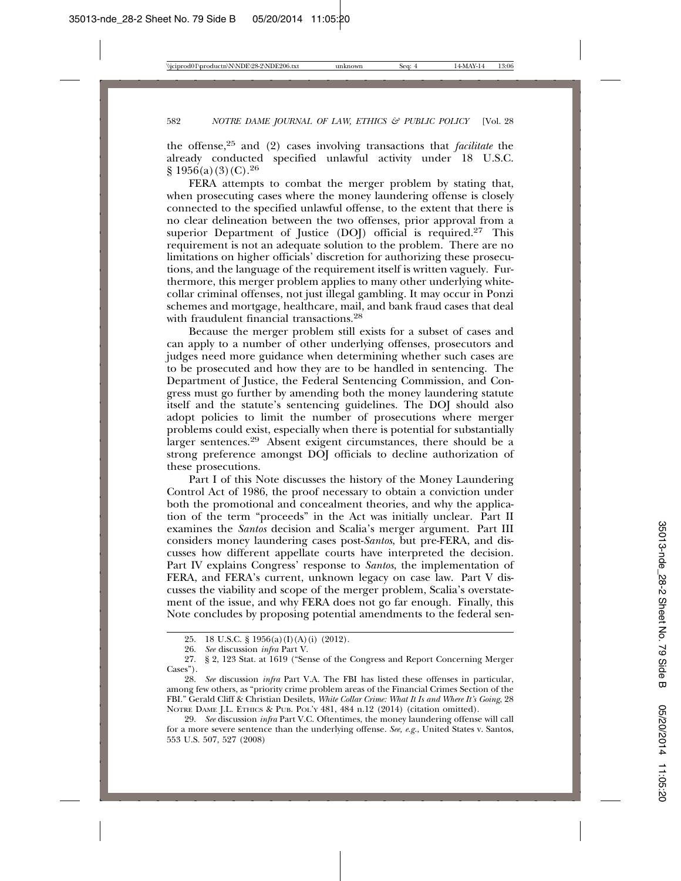the offense,[25] and (2) cases involving transactions that *facilitate* the already conducted specified unlawful activity under 18 U.S.C. § 1956(a)(3)(C).[26]

FERA attempts to combat the merger problem by stating that, when prosecuting cases where the money laundering offense is closely connected to the specified unlawful offense, to the extent that there is no clear delineation between the two offenses, prior approval from a superior Department of Justice (DOJ) official is required.[27] This requirement is not an adequate solution to the problem. There are no limitations on higher officials' discretion for authorizing these prosecutions, and the language of the requirement itself is written vaguely. Furthermore, this merger problem applies to many other underlying white-collar criminal offenses, not just illegal gambling. It may occur in Ponzi schemes and mortgage, healthcare, mail, and bank fraud cases that deal with fraudulent financial transactions.[28]

Because the merger problem still exists for a subset of cases and can apply to a number of other underlying offenses, prosecutors and judges need more guidance when determining whether such cases are to be prosecuted and how they are to be handled in sentencing. The Department of Justice, the Federal Sentencing Commission, and Congress must go further by amending both the money laundering statute itself and the statute's sentencing guidelines. The DOJ should also adopt policies to limit the number of prosecutions where merger problems could exist, especially when there is potential for substantially larger sentences.[29] Absent exigent circumstances, there should be a strong preference amongst DOJ officials to decline authorization of these prosecutions.

Part I of this Note discusses the history of the Money Laundering Control Act of 1986, the proof necessary to obtain a conviction under both the promotional and concealment theories, and why the application of the term "proceeds" in the Act was initially unclear. Part II examines the *Santos* decision and Scalia's merger argument. Part III considers money laundering cases post-*Santos*, but pre-FERA, and discusses how different appellate courts have interpreted the decision. Part IV explains Congress' response to *Santos*, the implementation of FERA, and FERA's current, unknown legacy on case law. Part V discusses the viability and scope of the merger problem, Scalia's overstatement of the issue, and why FERA does not go far enough. Finally, this Note concludes by proposing potential amendments to the federal sen-

---

25. 18 U.S.C. § 1956(a)(I)(A)(i) (2012).

26. *See* discussion *infra* Part V.

27. § 2, 123 Stat. at 1619 ("Sense of the Congress and Report Concerning Merger Cases").

28. *See* discussion *infra* Part V.A. The FBI has listed these offenses in particular, among few others, as "priority crime problem areas of the Financial Crimes Section of the FBI." Gerald Cliff & Christian Desilets, *White Collar Crime: What It Is and Where It's Going*, 28 NOTRE DAME J.L. ETHICS & PUB. POL'Y 481, 484 n.12 (2014) (citation omitted).

29. *See* discussion *infra* Part V.C. Oftentimes, the money laundering offense will call for a more severe sentence than the underlying offense. *See, e.g.*, United States v. Santos, 553 U.S. 507, 527 (2008)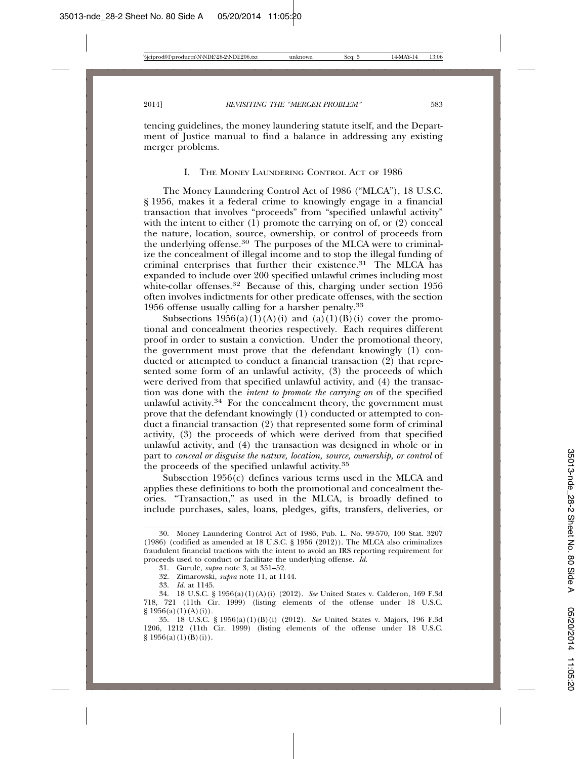tencing guidelines, the money laundering statute itself, and the Department of Justice manual to find a balance in addressing any existing merger problems.

## I. The Money Laundering Control Act of 1986

The Money Laundering Control Act of 1986 ("MLCA"), 18 U.S.C. § 1956, makes it a federal crime to knowingly engage in a financial transaction that involves "proceeds" from "specified unlawful activity" with the intent to either (1) promote the carrying on of, or (2) conceal the nature, location, source, ownership, or control of proceeds from the underlying offense.[30] The purposes of the MLCA were to criminalize the concealment of illegal income and to stop the illegal funding of criminal enterprises that further their existence.[31] The MLCA has expanded to include over 200 specified unlawful crimes including most white-collar offenses.[32] Because of this, charging under section 1956 often involves indictments for other predicate offenses, with the section 1956 offense usually calling for a harsher penalty.[33]

Subsections 1956(a)(1)(A)(i) and (a)(1)(B)(i) cover the promotional and concealment theories respectively. Each requires different proof in order to sustain a conviction. Under the promotional theory, the government must prove that the defendant knowingly (1) conducted or attempted to conduct a financial transaction (2) that represented some form of an unlawful activity, (3) the proceeds of which were derived from that specified unlawful activity, and (4) the transaction was done with the *intent to promote the carrying on* of the specified unlawful activity.[34] For the concealment theory, the government must prove that the defendant knowingly (1) conducted or attempted to conduct a financial transaction (2) that represented some form of criminal activity, (3) the proceeds of which were derived from that specified unlawful activity, and (4) the transaction was designed in whole or in part to *conceal or disguise the nature, location, source, ownership, or control* of the proceeds of the specified unlawful activity.[35]

Subsection 1956(c) defines various terms used in the MLCA and applies these definitions to both the promotional and concealment theories. "Transaction," as used in the MLCA, is broadly defined to include purchases, sales, loans, pledges, gifts, transfers, deliveries, or

---

30. Money Laundering Control Act of 1986, Pub. L. No. 99-570, 100 Stat. 3207 (1986) (codified as amended at 18 U.S.C. § 1956 (2012)). The MLCA also criminalizes fraudulent financial tractions with the intent to avoid an IRS reporting requirement for proceeds used to conduct or facilitate the underlying offense. *Id.*

31. Gurulé, *supra* note 3, at 351–52.

32. Zimarowski, *supra* note 11, at 1144.

33. *Id.* at 1145.

34. 18 U.S.C. § 1956(a)(1)(A)(i) (2012). *See* United States v. Calderon, 169 F.3d 718, 721 (11th Cir. 1999) (listing elements of the offense under 18 U.S.C. § 1956(a)(1)(A)(i)).

35. 18 U.S.C. § 1956(a)(1)(B)(i) (2012). *See* United States v. Majors, 196 F.3d 1206, 1212 (11th Cir. 1999) (listing elements of the offense under 18 U.S.C. § 1956(a)(1)(B)(i)).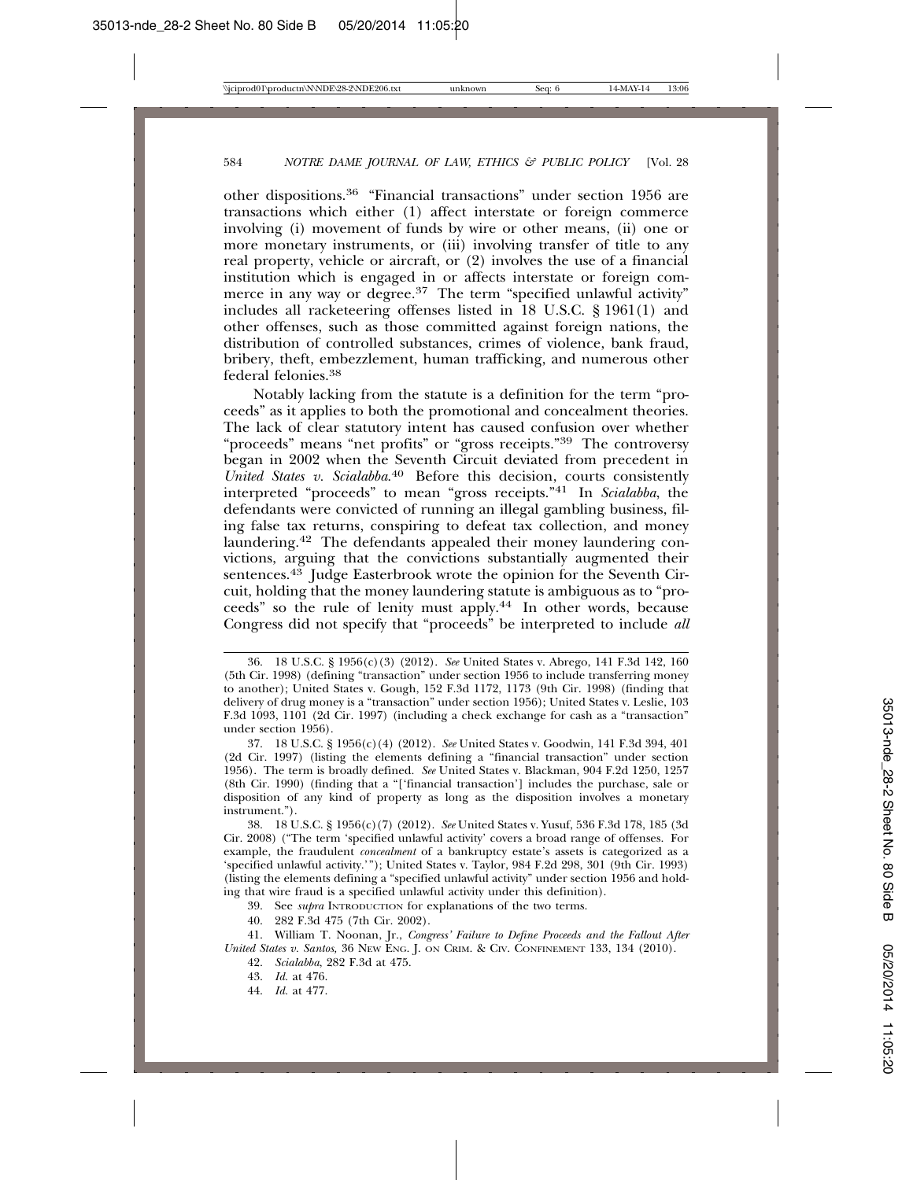other dispositions.[36] "Financial transactions" under section 1956 are transactions which either (1) affect interstate or foreign commerce involving (i) movement of funds by wire or other means, (ii) one or more monetary instruments, or (iii) involving transfer of title to any real property, vehicle or aircraft, or (2) involves the use of a financial institution which is engaged in or affects interstate or foreign commerce in any way or degree.[37] The term "specified unlawful activity" includes all racketeering offenses listed in 18 U.S.C. § 1961(1) and other offenses, such as those committed against foreign nations, the distribution of controlled substances, crimes of violence, bank fraud, bribery, theft, embezzlement, human trafficking, and numerous other federal felonies.[38]

Notably lacking from the statute is a definition for the term "proceeds" as it applies to both the promotional and concealment theories. The lack of clear statutory intent has caused confusion over whether "proceeds" means "net profits" or "gross receipts."[39] The controversy began in 2002 when the Seventh Circuit deviated from precedent in *United States v. Scialabba*.[40] Before this decision, courts consistently interpreted "proceeds" to mean "gross receipts."[41] In *Scialabba*, the defendants were convicted of running an illegal gambling business, filing false tax returns, conspiring to defeat tax collection, and money laundering.[42] The defendants appealed their money laundering convictions, arguing that the convictions substantially augmented their sentences.[43] Judge Easterbrook wrote the opinion for the Seventh Circuit, holding that the money laundering statute is ambiguous as to "proceeds" so the rule of lenity must apply.[44] In other words, because Congress did not specify that "proceeds" be interpreted to include *all*

---

36. 18 U.S.C. § 1956(c)(3) (2012). *See* United States v. Abrego, 141 F.3d 142, 160 (5th Cir. 1998) (defining "transaction" under section 1956 to include transferring money to another); United States v. Gough, 152 F.3d 1172, 1173 (9th Cir. 1998) (finding that delivery of drug money is a "transaction" under section 1956); United States v. Leslie, 103 F.3d 1093, 1101 (2d Cir. 1997) (including a check exchange for cash as a "transaction" under section 1956).

37. 18 U.S.C. § 1956(c)(4) (2012). *See* United States v. Goodwin, 141 F.3d 394, 401 (2d Cir. 1997) (listing the elements defining a "financial transaction" under section 1956). The term is broadly defined. *See* United States v. Blackman, 904 F.2d 1250, 1257 (8th Cir. 1990) (finding that a "['financial transaction'] includes the purchase, sale or disposition of any kind of property as long as the disposition involves a monetary instrument.").

38. 18 U.S.C. § 1956(c)(7) (2012). *See* United States v. Yusuf, 536 F.3d 178, 185 (3d Cir. 2008) ("The term 'specified unlawful activity' covers a broad range of offenses. For example, the fraudulent *concealment* of a bankruptcy estate's assets is categorized as a 'specified unlawful activity.'"); United States v. Taylor, 984 F.2d 298, 301 (9th Cir. 1993) (listing the elements defining a "specified unlawful activity" under section 1956 and holding that wire fraud is a specified unlawful activity under this definition).

39. See *supra* INTRODUCTION for explanations of the two terms.

40. 282 F.3d 475 (7th Cir. 2002).

41. William T. Noonan, Jr., *Congress' Failure to Define Proceeds and the Fallout After United States v. Santos*, 36 NEW ENG. J. ON CRIM. & CIV. CONFINEMENT 133, 134 (2010).

42. *Scialabba*, 282 F.3d at 475.

43. *Id.* at 476.

44. *Id.* at 477.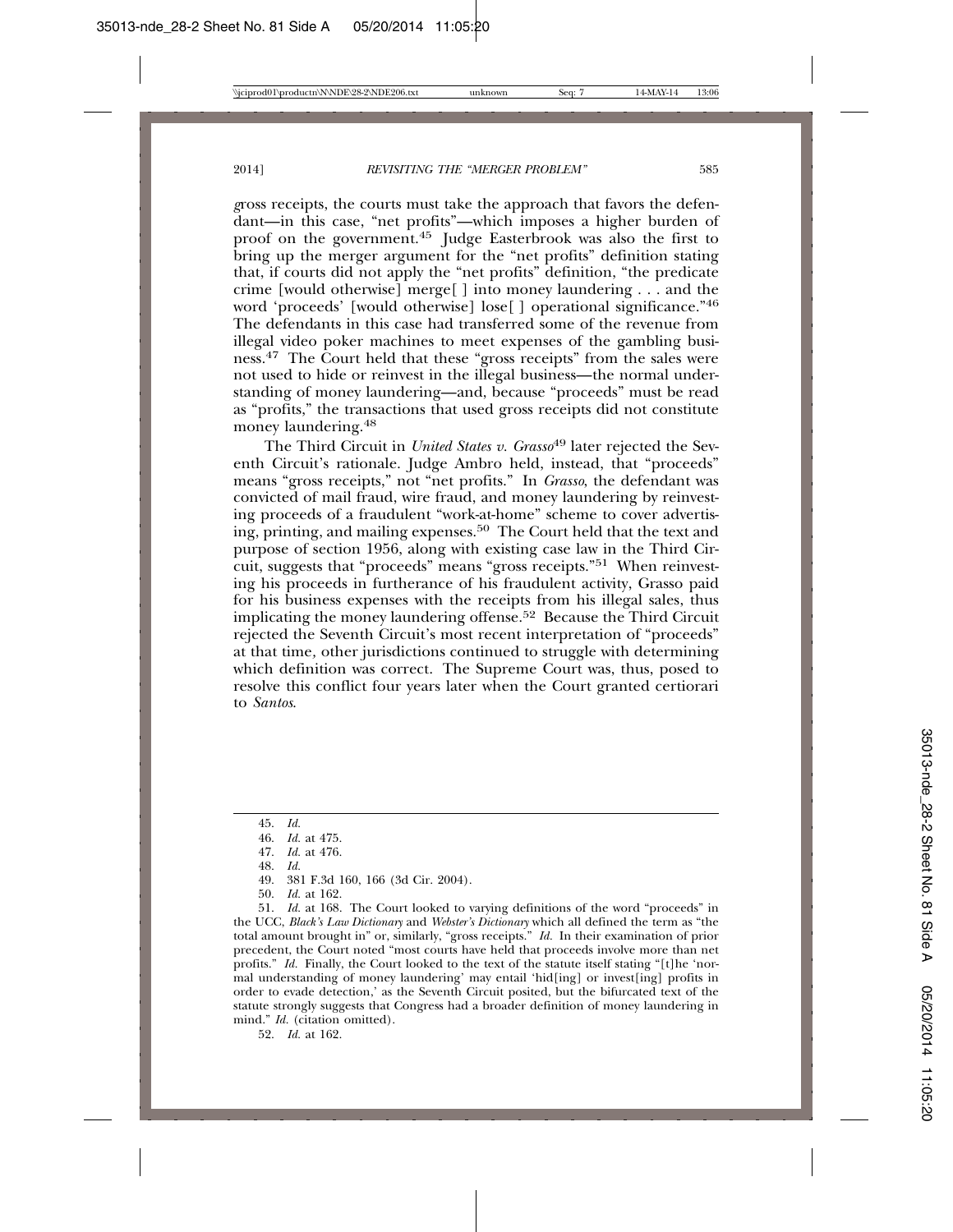gross receipts, the courts must take the approach that favors the defendant—in this case, "net profits"—which imposes a higher burden of proof on the government.[45] Judge Easterbrook was also the first to bring up the merger argument for the "net profits" definition stating that, if courts did not apply the "net profits" definition, "the predicate crime [would otherwise] merge[ ] into money laundering . . . and the word 'proceeds' [would otherwise] lose[ ] operational significance."[46] The defendants in this case had transferred some of the revenue from illegal video poker machines to meet expenses of the gambling business.[47] The Court held that these "gross receipts" from the sales were not used to hide or reinvest in the illegal business—the normal understanding of money laundering—and, because "proceeds" must be read as "profits," the transactions that used gross receipts did not constitute money laundering.[48]

The Third Circuit in *United States v. Grasso*[49] later rejected the Seventh Circuit's rationale. Judge Ambro held, instead, that "proceeds" means "gross receipts," not "net profits." In *Grasso*, the defendant was convicted of mail fraud, wire fraud, and money laundering by reinvesting proceeds of a fraudulent "work-at-home" scheme to cover advertising, printing, and mailing expenses.[50] The Court held that the text and purpose of section 1956, along with existing case law in the Third Circuit, suggests that "proceeds" means "gross receipts."[51] When reinvesting his proceeds in furtherance of his fraudulent activity, Grasso paid for his business expenses with the receipts from his illegal sales, thus implicating the money laundering offense.[52] Because the Third Circuit rejected the Seventh Circuit's most recent interpretation of "proceeds" at that time, other jurisdictions continued to struggle with determining which definition was correct. The Supreme Court was, thus, posed to resolve this conflict four years later when the Court granted certiorari to *Santos*.

---

45. *Id.*

46. *Id.* at 475.

47. *Id.* at 476.

48. *Id.*

49. 381 F.3d 160, 166 (3d Cir. 2004).

50. *Id.* at 162.

51. *Id.* at 168. The Court looked to varying definitions of the word "proceeds" in the UCC, *Black's Law Dictionary* and *Webster's Dictionary* which all defined the term as "the total amount brought in" or, similarly, "gross receipts." *Id.* In their examination of prior precedent, the Court noted "most courts have held that proceeds involve more than net profits." *Id.* Finally, the Court looked to the text of the statute itself stating "[t]he 'normal understanding of money laundering' may entail 'hid[ing] or invest[ing] profits in order to evade detection,' as the Seventh Circuit posited, but the bifurcated text of the statute strongly suggests that Congress had a broader definition of money laundering in mind." *Id.* (citation omitted).

52. *Id.* at 162.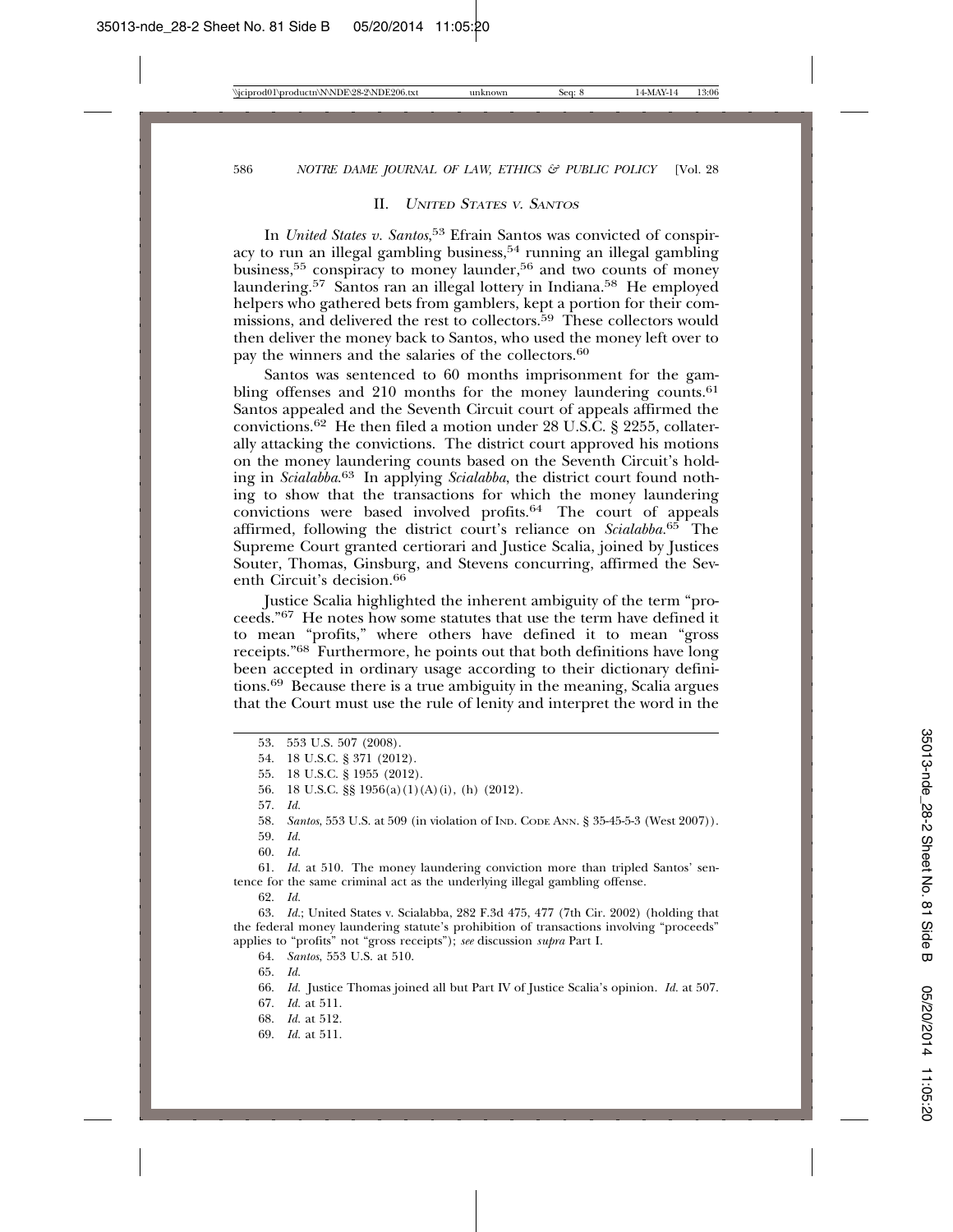## II. *United States v. Santos*

In *United States v. Santos*,[53] Efrain Santos was convicted of conspiracy to run an illegal gambling business,[54] running an illegal gambling business,[55] conspiracy to money launder,[56] and two counts of money laundering.[57] Santos ran an illegal lottery in Indiana.[58] He employed helpers who gathered bets from gamblers, kept a portion for their commissions, and delivered the rest to collectors.[59] These collectors would then deliver the money back to Santos, who used the money left over to pay the winners and the salaries of the collectors.[60]

Santos was sentenced to 60 months imprisonment for the gambling offenses and 210 months for the money laundering counts.[61] Santos appealed and the Seventh Circuit court of appeals affirmed the convictions.[62] He then filed a motion under 28 U.S.C. § 2255, collaterally attacking the convictions. The district court approved his motions on the money laundering counts based on the Seventh Circuit's holding in *Scialabba*.[63] In applying *Scialabba*, the district court found nothing to show that the transactions for which the money laundering convictions were based involved profits.[64] The court of appeals affirmed, following the district court's reliance on *Scialabba*.[65] The Supreme Court granted certiorari and Justice Scalia, joined by Justices Souter, Thomas, Ginsburg, and Stevens concurring, affirmed the Seventh Circuit's decision.[66]

Justice Scalia highlighted the inherent ambiguity of the term "proceeds."[67] He notes how some statutes that use the term have defined it to mean "profits," where others have defined it to mean "gross receipts."[68] Furthermore, he points out that both definitions have long been accepted in ordinary usage according to their dictionary definitions.[69] Because there is a true ambiguity in the meaning, Scalia argues that the Court must use the rule of lenity and interpret the word in the

---

53. 553 U.S. 507 (2008).

54. 18 U.S.C. § 371 (2012).

55. 18 U.S.C. § 1955 (2012).

56. 18 U.S.C. §§ 1956(a)(1)(A)(i), (h) (2012).

57. *Id.*

58. *Santos*, 553 U.S. at 509 (in violation of Ind. Code Ann. § 35-45-5-3 (West 2007)).

59. *Id.*

60. *Id.*

61. *Id.* at 510. The money laundering conviction more than tripled Santos' sentence for the same criminal act as the underlying illegal gambling offense.

62. *Id.*

63. *Id.*; United States v. Scialabba, 282 F.3d 475, 477 (7th Cir. 2002) (holding that the federal money laundering statute's prohibition of transactions involving "proceeds" applies to "profits" not "gross receipts"); *see* discussion *supra* Part I.

64. *Santos*, 553 U.S. at 510.

65. *Id.*

66. *Id.* Justice Thomas joined all but Part IV of Justice Scalia's opinion. *Id.* at 507.

67. *Id.* at 511.

68. *Id.* at 512.

69. *Id.* at 511.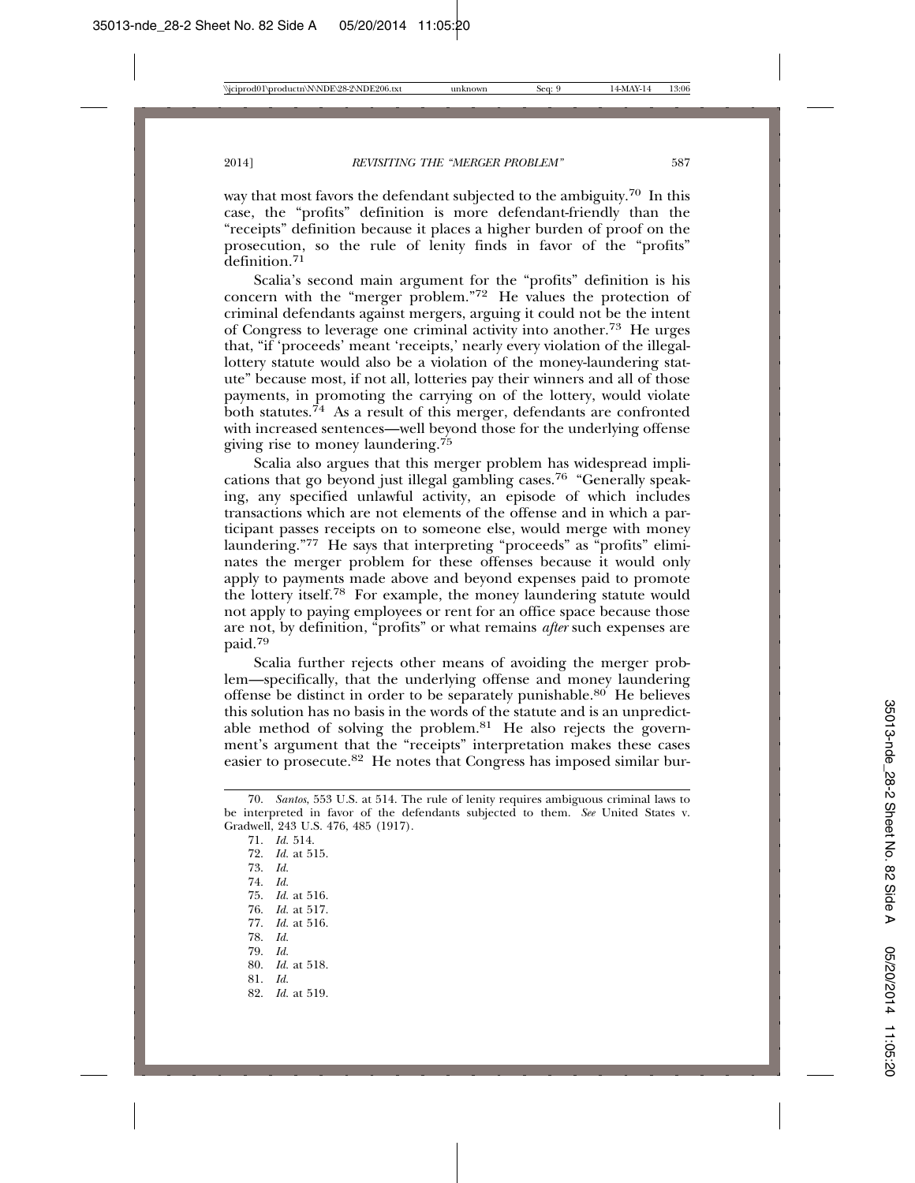way that most favors the defendant subjected to the ambiguity.[70] In this case, the "profits" definition is more defendant-friendly than the "receipts" definition because it places a higher burden of proof on the prosecution, so the rule of lenity finds in favor of the "profits" definition.[71]

Scalia's second main argument for the "profits" definition is his concern with the "merger problem."[72] He values the protection of criminal defendants against mergers, arguing it could not be the intent of Congress to leverage one criminal activity into another.[73] He urges that, "if 'proceeds' meant 'receipts,' nearly every violation of the illegal-lottery statute would also be a violation of the money-laundering statute" because most, if not all, lotteries pay their winners and all of those payments, in promoting the carrying on of the lottery, would violate both statutes.[74] As a result of this merger, defendants are confronted with increased sentences—well beyond those for the underlying offense giving rise to money laundering.[75]

Scalia also argues that this merger problem has widespread implications that go beyond just illegal gambling cases.[76] "Generally speaking, any specified unlawful activity, an episode of which includes transactions which are not elements of the offense and in which a participant passes receipts on to someone else, would merge with money laundering."[77] He says that interpreting "proceeds" as "profits" eliminates the merger problem for these offenses because it would only apply to payments made above and beyond expenses paid to promote the lottery itself.[78] For example, the money laundering statute would not apply to paying employees or rent for an office space because those are not, by definition, "profits" or what remains *after* such expenses are paid.[79]

Scalia further rejects other means of avoiding the merger problem—specifically, that the underlying offense and money laundering offense be distinct in order to be separately punishable.[80] He believes this solution has no basis in the words of the statute and is an unpredictable method of solving the problem.[81] He also rejects the government's argument that the "receipts" interpretation makes these cases easier to prosecute.[82] He notes that Congress has imposed similar bur-

---

70. *Santos*, 553 U.S. at 514. The rule of lenity requires ambiguous criminal laws to be interpreted in favor of the defendants subjected to them. *See* United States v. Gradwell, 243 U.S. 476, 485 (1917).

71. *Id.* 514.

72. *Id.* at 515.

73. *Id.*

74. *Id.*

75. *Id.* at 516.

76. *Id.* at 517.

77. *Id.* at 516.

78. *Id.*

79. *Id.*

80. *Id.* at 518.

81. *Id.*

82. *Id.* at 519.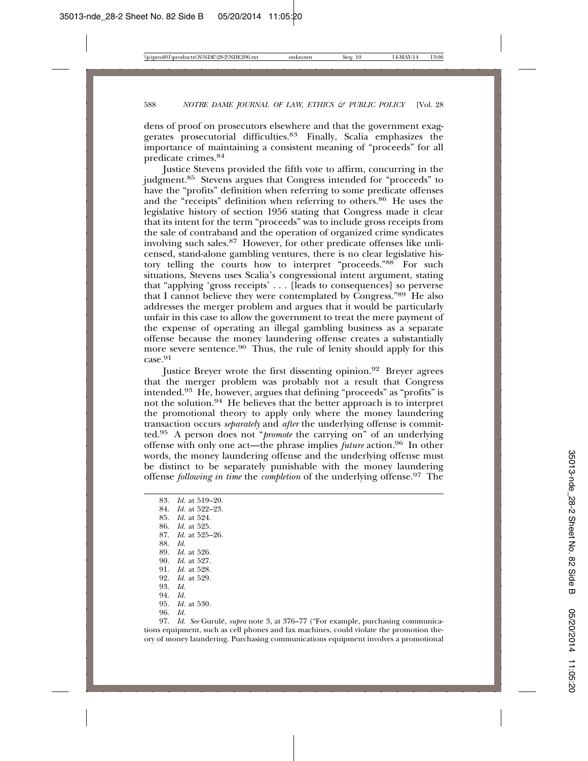dens of proof on prosecutors elsewhere and that the government exaggerates prosecutorial difficulties.[83] Finally, Scalia emphasizes the importance of maintaining a consistent meaning of "proceeds" for all predicate crimes.[84]

Justice Stevens provided the fifth vote to affirm, concurring in the judgment.[85] Stevens argues that Congress intended for "proceeds" to have the "profits" definition when referring to some predicate offenses and the "receipts" definition when referring to others.[86] He uses the legislative history of section 1956 stating that Congress made it clear that its intent for the term "proceeds" was to include gross receipts from the sale of contraband and the operation of organized crime syndicates involving such sales.[87] However, for other predicate offenses like unlicensed, stand-alone gambling ventures, there is no clear legislative history telling the courts how to interpret "proceeds."[88] For such situations, Stevens uses Scalia's congressional intent argument, stating that "applying 'gross receipts' . . . [leads to consequences] so perverse that I cannot believe they were contemplated by Congress."[89] He also addresses the merger problem and argues that it would be particularly unfair in this case to allow the government to treat the mere payment of the expense of operating an illegal gambling business as a separate offense because the money laundering offense creates a substantially more severe sentence.[90] Thus, the rule of lenity should apply for this case.[91]

Justice Breyer wrote the first dissenting opinion.[92] Breyer agrees that the merger problem was probably not a result that Congress intended.[93] He, however, argues that defining "proceeds" as "profits" is not the solution.[94] He believes that the better approach is to interpret the promotional theory to apply only where the money laundering transaction occurs *separately* and *after* the underlying offense is committed.[95] A person does not "*promote* the carrying on" of an underlying offense with only one act—the phrase implies *future* action.[96] In other words, the money laundering offense and the underlying offense must be distinct to be separately punishable with the money laundering offense *following in time* the *completion* of the underlying offense.[97] The

83. *Id.* at 519–20.
84. *Id.* at 522–23.
85. *Id.* at 524.
86. *Id.* at 525.
87. *Id.* at 525–26.
88. *Id.*
89. *Id.* at 526.
90. *Id.* at 527.
91. *Id.* at 528.
92. *Id.* at 529.
93. *Id.*
94. *Id.*
95. *Id.* at 530.
96. *Id.*
97. *Id. See* Gurulé, *supra* note 3, at 376–77 ("For example, purchasing communications equipment, such as cell phones and fax machines, could violate the promotion theory of money laundering. Purchasing communications equipment involves a promotional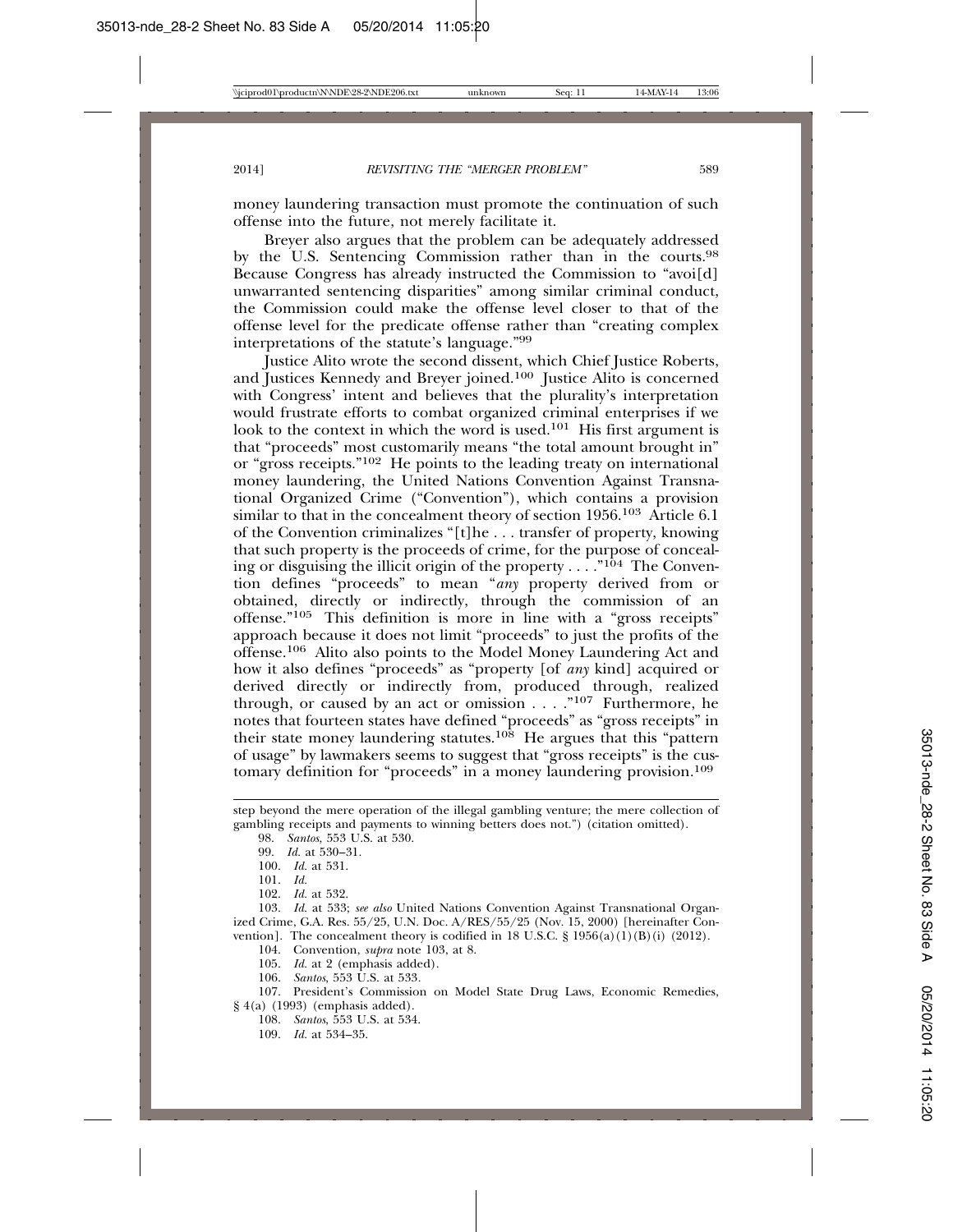money laundering transaction must promote the continuation of such offense into the future, not merely facilitate it.

Breyer also argues that the problem can be adequately addressed by the U.S. Sentencing Commission rather than in the courts.[98] Because Congress has already instructed the Commission to "avoi[d] unwarranted sentencing disparities" among similar criminal conduct, the Commission could make the offense level closer to that of the offense level for the predicate offense rather than "creating complex interpretations of the statute's language."[99]

Justice Alito wrote the second dissent, which Chief Justice Roberts, and Justices Kennedy and Breyer joined.[100] Justice Alito is concerned with Congress' intent and believes that the plurality's interpretation would frustrate efforts to combat organized criminal enterprises if we look to the context in which the word is used.[101] His first argument is that "proceeds" most customarily means "the total amount brought in" or "gross receipts."[102] He points to the leading treaty on international money laundering, the United Nations Convention Against Transnational Organized Crime ("Convention"), which contains a provision similar to that in the concealment theory of section 1956.[103] Article 6.1 of the Convention criminalizes "[t]he . . . transfer of property, knowing that such property is the proceeds of crime, for the purpose of concealing or disguising the illicit origin of the property . . . ."[104] The Convention defines "proceeds" to mean "*any* property derived from or obtained, directly or indirectly, through the commission of an offense."[105] This definition is more in line with a "gross receipts" approach because it does not limit "proceeds" to just the profits of the offense.[106] Alito also points to the Model Money Laundering Act and how it also defines "proceeds" as "property [of *any* kind] acquired or derived directly or indirectly from, produced through, realized through, or caused by an act or omission . . . ."[107] Furthermore, he notes that fourteen states have defined "proceeds" as "gross receipts" in their state money laundering statutes.[108] He argues that this "pattern of usage" by lawmakers seems to suggest that "gross receipts" is the customary definition for "proceeds" in a money laundering provision.[109]

---

step beyond the mere operation of the illegal gambling venture; the mere collection of gambling receipts and payments to winning betters does not.") (citation omitted).

98. *Santos*, 553 U.S. at 530.

99. *Id.* at 530–31.

100. *Id.* at 531.

101. *Id.*

102. *Id.* at 532.

103. *Id.* at 533; *see also* United Nations Convention Against Transnational Organized Crime, G.A. Res. 55/25, U.N. Doc. A/RES/55/25 (Nov. 15, 2000) [hereinafter Convention]. The concealment theory is codified in 18 U.S.C. § 1956(a)(1)(B)(i) (2012).

104. Convention, *supra* note 103, at 8.

105. *Id.* at 2 (emphasis added).

106. *Santos*, 553 U.S. at 533.

107. President's Commission on Model State Drug Laws, Economic Remedies, § 4(a) (1993) (emphasis added).

108. *Santos*, 553 U.S. at 534.

109. *Id.* at 534–35.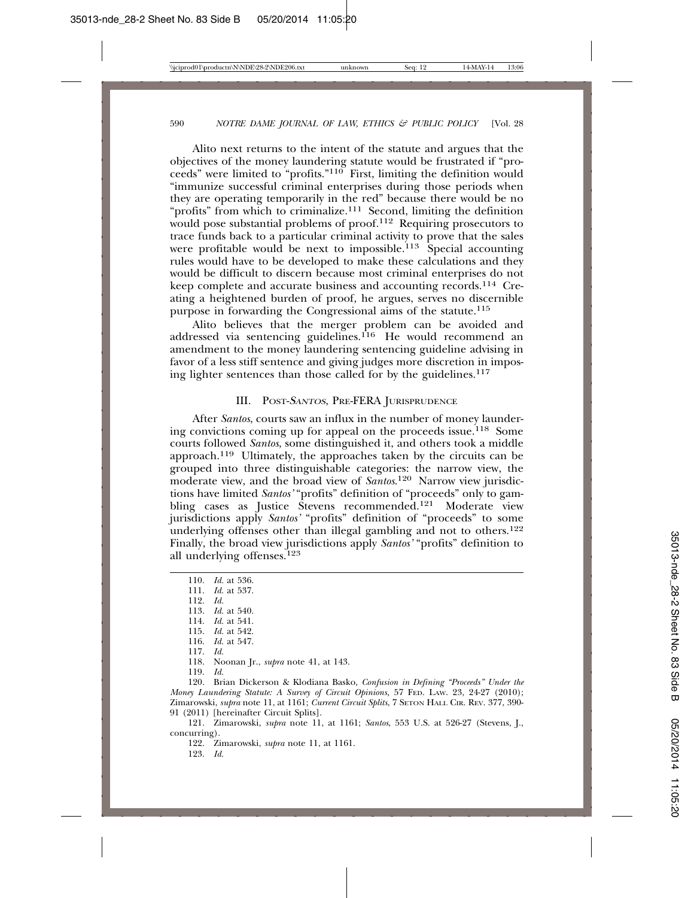Alito next returns to the intent of the statute and argues that the objectives of the money laundering statute would be frustrated if "proceeds" were limited to "profits."[110] First, limiting the definition would "immunize successful criminal enterprises during those periods when they are operating temporarily in the red" because there would be no "profits" from which to criminalize.[111] Second, limiting the definition would pose substantial problems of proof.[112] Requiring prosecutors to trace funds back to a particular criminal activity to prove that the sales were profitable would be next to impossible.[113] Special accounting rules would have to be developed to make these calculations and they would be difficult to discern because most criminal enterprises do not keep complete and accurate business and accounting records.[114] Creating a heightened burden of proof, he argues, serves no discernible purpose in forwarding the Congressional aims of the statute.[115]

Alito believes that the merger problem can be avoided and addressed via sentencing guidelines.[116] He would recommend an amendment to the money laundering sentencing guideline advising in favor of a less stiff sentence and giving judges more discretion in imposing lighter sentences than those called for by the guidelines.[117]

## III. Post-*Santos*, Pre-FERA Jurisprudence

After *Santos*, courts saw an influx in the number of money laundering convictions coming up for appeal on the proceeds issue.[118] Some courts followed *Santos*, some distinguished it, and others took a middle approach.[119] Ultimately, the approaches taken by the circuits can be grouped into three distinguishable categories: the narrow view, the moderate view, and the broad view of *Santos*.[120] Narrow view jurisdictions have limited *Santos'* "profits" definition of "proceeds" only to gambling cases as Justice Stevens recommended.[121] Moderate view jurisdictions apply *Santos'* "profits" definition of "proceeds" to some underlying offenses other than illegal gambling and not to others.[122] Finally, the broad view jurisdictions apply *Santos'* "profits" definition to all underlying offenses.[123]

---

110. *Id.* at 536.
111. *Id.* at 537.
112. *Id.*
113. *Id.* at 540.
114. *Id.* at 541.
115. *Id.* at 542.
116. *Id.* at 547.
117. *Id.*
118. Noonan Jr., *supra* note 41, at 143.
119. *Id.*
120. Brian Dickerson & Klodiana Basko, *Confusion in Defining "Proceeds" Under the Money Laundering Statute: A Survey of Circuit Opinions*, 57 Fed. Law. 23, 24-27 (2010); Zimarowski, *supra* note 11, at 1161; *Current Circuit Splits*, 7 Seton Hall Cir. Rev. 377, 390-91 (2011) [hereinafter Circuit Splits].
121. Zimarowski, *supra* note 11, at 1161; *Santos*, 553 U.S. at 526-27 (Stevens, J., concurring).
122. Zimarowski, *supra* note 11, at 1161.
123. *Id.*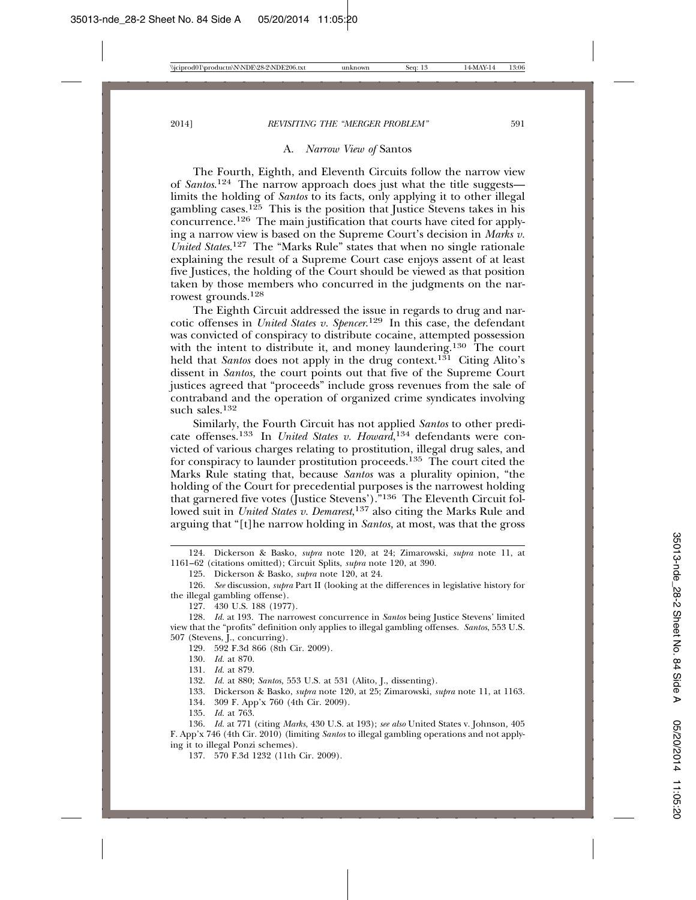### A. *Narrow View of* Santos

The Fourth, Eighth, and Eleventh Circuits follow the narrow view of *Santos*.[124] The narrow approach does just what the title suggests—limits the holding of *Santos* to its facts, only applying it to other illegal gambling cases.[125] This is the position that Justice Stevens takes in his concurrence.[126] The main justification that courts have cited for applying a narrow view is based on the Supreme Court's decision in *Marks v. United States*.[127] The "Marks Rule" states that when no single rationale explaining the result of a Supreme Court case enjoys assent of at least five Justices, the holding of the Court should be viewed as that position taken by those members who concurred in the judgments on the narrowest grounds.[128]

The Eighth Circuit addressed the issue in regards to drug and narcotic offenses in *United States v. Spencer*.[129] In this case, the defendant was convicted of conspiracy to distribute cocaine, attempted possession with the intent to distribute it, and money laundering.[130] The court held that *Santos* does not apply in the drug context.[131] Citing Alito's dissent in *Santos,* the court points out that five of the Supreme Court justices agreed that "proceeds" include gross revenues from the sale of contraband and the operation of organized crime syndicates involving such sales.[132]

Similarly, the Fourth Circuit has not applied *Santos* to other predicate offenses.[133] In *United States v. Howard*,[134] defendants were convicted of various charges relating to prostitution, illegal drug sales, and for conspiracy to launder prostitution proceeds.[135] The court cited the Marks Rule stating that, because *Santos* was a plurality opinion, "the holding of the Court for precedential purposes is the narrowest holding that garnered five votes (Justice Stevens')."[136] The Eleventh Circuit followed suit in *United States v. Demarest*,[137] also citing the Marks Rule and arguing that "[t]he narrow holding in *Santos,* at most, was that the gross

---

124. Dickerson & Basko, *supra* note 120, at 24; Zimarowski, *supra* note 11, at 1161–62 (citations omitted); Circuit Splits, *supra* note 120, at 390.

125. Dickerson & Basko, *supra* note 120, at 24.

126. *See* discussion, *supra* Part II (looking at the differences in legislative history for the illegal gambling offense).

127. 430 U.S. 188 (1977).

128. *Id.* at 193. The narrowest concurrence in *Santos* being Justice Stevens' limited view that the "profits" definition only applies to illegal gambling offenses. *Santos*, 553 U.S. 507 (Stevens, J., concurring).

129. 592 F.3d 866 (8th Cir. 2009).

130. *Id.* at 870.

131. *Id.* at 879.

132. *Id.* at 880; *Santos*, 553 U.S. at 531 (Alito, J., dissenting).

133. Dickerson & Basko, *supra* note 120, at 25; Zimarowski, *supra* note 11, at 1163.

134. 309 F. App'x 760 (4th Cir. 2009).

135. *Id.* at 763.

136. *Id.* at 771 (citing *Marks*, 430 U.S. at 193); *see also* United States v. Johnson, 405 F. App'x 746 (4th Cir. 2010) (limiting *Santos* to illegal gambling operations and not applying it to illegal Ponzi schemes).

137. 570 F.3d 1232 (11th Cir. 2009).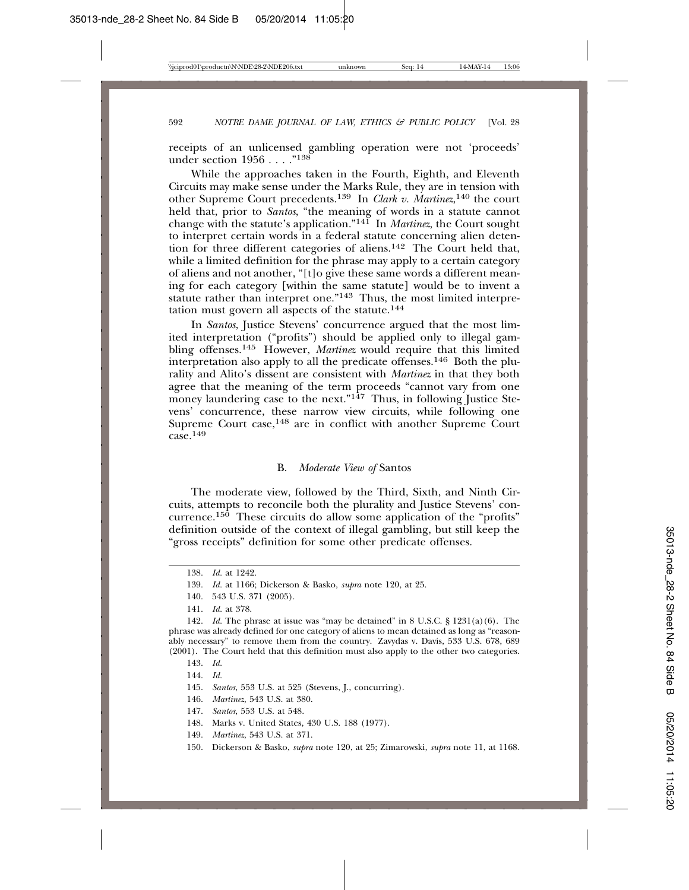receipts of an unlicensed gambling operation were not 'proceeds' under section 1956 . . . ."[138]

While the approaches taken in the Fourth, Eighth, and Eleventh Circuits may make sense under the Marks Rule, they are in tension with other Supreme Court precedents.[139] In *Clark v. Martinez*,[140] the court held that, prior to *Santos*, "the meaning of words in a statute cannot change with the statute's application."[141] In *Martinez*, the Court sought to interpret certain words in a federal statute concerning alien detention for three different categories of aliens.[142] The Court held that, while a limited definition for the phrase may apply to a certain category of aliens and not another, "[t]o give these same words a different meaning for each category [within the same statute] would be to invent a statute rather than interpret one."[143] Thus, the most limited interpretation must govern all aspects of the statute.[144]

In *Santos*, Justice Stevens' concurrence argued that the most limited interpretation ("profits") should be applied only to illegal gambling offenses.[145] However, *Martinez* would require that this limited interpretation also apply to all the predicate offenses.[146] Both the plurality and Alito's dissent are consistent with *Martinez* in that they both agree that the meaning of the term proceeds "cannot vary from one money laundering case to the next."[147] Thus, in following Justice Stevens' concurrence, these narrow view circuits, while following one Supreme Court case,[148] are in conflict with another Supreme Court case.[149]

### B. *Moderate View of* Santos

The moderate view, followed by the Third, Sixth, and Ninth Circuits, attempts to reconcile both the plurality and Justice Stevens' concurrence.[150] These circuits do allow some application of the "profits" definition outside of the context of illegal gambling, but still keep the "gross receipts" definition for some other predicate offenses.

---

138. *Id.* at 1242.

139. *Id.* at 1166; Dickerson & Basko, *supra* note 120, at 25.

140. 543 U.S. 371 (2005).

141. *Id.* at 378.

142. *Id.* The phrase at issue was "may be detained" in 8 U.S.C. § 1231(a)(6). The phrase was already defined for one category of aliens to mean detained as long as "reasonably necessary" to remove them from the country. Zavydas v. Davis, 533 U.S. 678, 689 (2001). The Court held that this definition must also apply to the other two categories.

143. *Id.*

144. *Id.*

145. *Santos*, 553 U.S. at 525 (Stevens, J., concurring).

146. *Martinez*, 543 U.S. at 380.

147. *Santos*, 553 U.S. at 548.

148. Marks v. United States, 430 U.S. 188 (1977).

149. *Martinez*, 543 U.S. at 371.

150. Dickerson & Basko, *supra* note 120, at 25; Zimarowski, *supra* note 11, at 1168.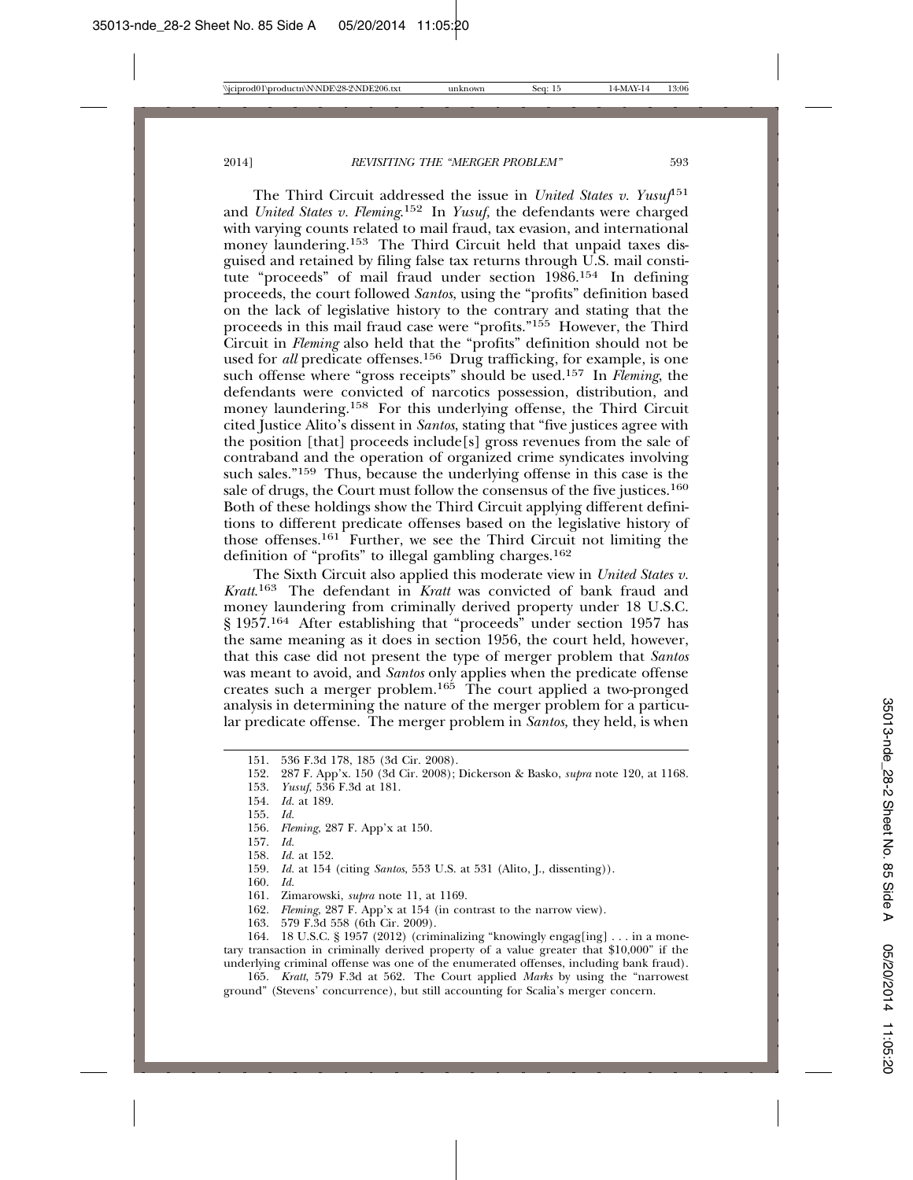The Third Circuit addressed the issue in *United States v. Yusuf*[151] and *United States v. Fleming*.[152] In *Yusuf*, the defendants were charged with varying counts related to mail fraud, tax evasion, and international money laundering.[153] The Third Circuit held that unpaid taxes disguised and retained by filing false tax returns through U.S. mail constitute "proceeds" of mail fraud under section 1986.[154] In defining proceeds, the court followed *Santos*, using the "profits" definition based on the lack of legislative history to the contrary and stating that the proceeds in this mail fraud case were "profits."[155] However, the Third Circuit in *Fleming* also held that the "profits" definition should not be used for *all* predicate offenses.[156] Drug trafficking, for example, is one such offense where "gross receipts" should be used.[157] In *Fleming*, the defendants were convicted of narcotics possession, distribution, and money laundering.[158] For this underlying offense, the Third Circuit cited Justice Alito's dissent in *Santos*, stating that "five justices agree with the position [that] proceeds include[s] gross revenues from the sale of contraband and the operation of organized crime syndicates involving such sales."[159] Thus, because the underlying offense in this case is the sale of drugs, the Court must follow the consensus of the five justices.[160] Both of these holdings show the Third Circuit applying different definitions to different predicate offenses based on the legislative history of those offenses.[161] Further, we see the Third Circuit not limiting the definition of "profits" to illegal gambling charges.[162]

The Sixth Circuit also applied this moderate view in *United States v. Kratt*.[163] The defendant in *Kratt* was convicted of bank fraud and money laundering from criminally derived property under 18 U.S.C. § 1957.[164] After establishing that "proceeds" under section 1957 has the same meaning as it does in section 1956, the court held, however, that this case did not present the type of merger problem that *Santos* was meant to avoid, and *Santos* only applies when the predicate offense creates such a merger problem.[165] The court applied a two-pronged analysis in determining the nature of the merger problem for a particular predicate offense. The merger problem in *Santos*, they held, is when

---

151. 536 F.3d 178, 185 (3d Cir. 2008).

152. 287 F. App'x. 150 (3d Cir. 2008); Dickerson & Basko, *supra* note 120, at 1168.

153. *Yusuf*, 536 F.3d at 181.

154. *Id.* at 189.

155. *Id.*

156. *Fleming*, 287 F. App'x at 150.

157. *Id.*

158. *Id.* at 152.

159. *Id.* at 154 (citing *Santos*, 553 U.S. at 531 (Alito, J., dissenting)).

160. *Id.*

161. Zimarowski, *supra* note 11, at 1169.

162. *Fleming*, 287 F. App'x at 154 (in contrast to the narrow view).

163. 579 F.3d 558 (6th Cir. 2009).

164. 18 U.S.C. § 1957 (2012) (criminalizing "knowingly engag[ing] . . . in a monetary transaction in criminally derived property of a value greater that $10,000" if the underlying criminal offense was one of the enumerated offenses, including bank fraud).

165. *Kratt*, 579 F.3d at 562. The Court applied *Marks* by using the "narrowest ground" (Stevens' concurrence), but still accounting for Scalia's merger concern.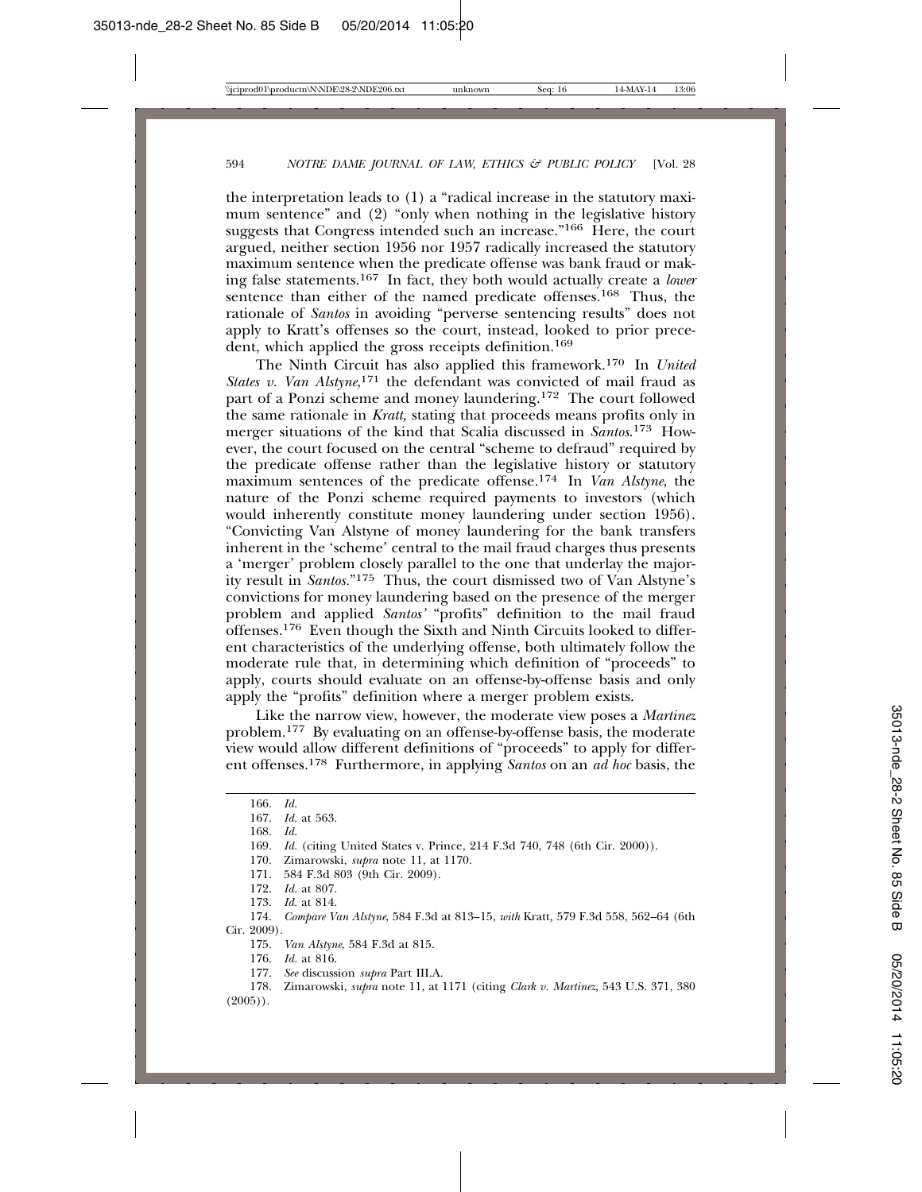the interpretation leads to (1) a "radical increase in the statutory maximum sentence" and (2) "only when nothing in the legislative history suggests that Congress intended such an increase."[166] Here, the court argued, neither section 1956 nor 1957 radically increased the statutory maximum sentence when the predicate offense was bank fraud or making false statements.[167] In fact, they both would actually create a *lower* sentence than either of the named predicate offenses.[168] Thus, the rationale of *Santos* in avoiding "perverse sentencing results" does not apply to Kratt's offenses so the court, instead, looked to prior precedent, which applied the gross receipts definition.[169]

The Ninth Circuit has also applied this framework.[170] In *United States v. Van Alstyne*,[171] the defendant was convicted of mail fraud as part of a Ponzi scheme and money laundering.[172] The court followed the same rationale in *Kratt,* stating that proceeds means profits only in merger situations of the kind that Scalia discussed in *Santos*.[173] However, the court focused on the central "scheme to defraud" required by the predicate offense rather than the legislative history or statutory maximum sentences of the predicate offense.[174] In *Van Alstyne*, the nature of the Ponzi scheme required payments to investors (which would inherently constitute money laundering under section 1956). "Convicting Van Alstyne of money laundering for the bank transfers inherent in the 'scheme' central to the mail fraud charges thus presents a 'merger' problem closely parallel to the one that underlay the majority result in *Santos*."[175] Thus, the court dismissed two of Van Alstyne's convictions for money laundering based on the presence of the merger problem and applied *Santos'* "profits" definition to the mail fraud offenses.[176] Even though the Sixth and Ninth Circuits looked to different characteristics of the underlying offense, both ultimately follow the moderate rule that, in determining which definition of "proceeds" to apply, courts should evaluate on an offense-by-offense basis and only apply the "profits" definition where a merger problem exists.

Like the narrow view, however, the moderate view poses a *Martinez* problem.[177] By evaluating on an offense-by-offense basis, the moderate view would allow different definitions of "proceeds" to apply for different offenses.[178] Furthermore, in applying *Santos* on an *ad hoc* basis, the

---

166. *Id.*

167. *Id.* at 563.

168. *Id.*

169. *Id.* (citing United States v. Prince, 214 F.3d 740, 748 (6th Cir. 2000)).

170. Zimarowski, *supra* note 11, at 1170.

171. 584 F.3d 803 (9th Cir. 2009).

172. *Id.* at 807.

173. *Id.* at 814.

174. *Compare Van Alstyne*, 584 F.3d at 813–15, *with* Kratt, 579 F.3d 558, 562–64 (6th Cir. 2009).

175. *Van Alstyne*, 584 F.3d at 815.

176. *Id.* at 816.

177. *See* discussion *supra* Part III.A.

178. Zimarowski, *supra* note 11, at 1171 (citing *Clark v. Martinez*, 543 U.S. 371, 380 (2005)).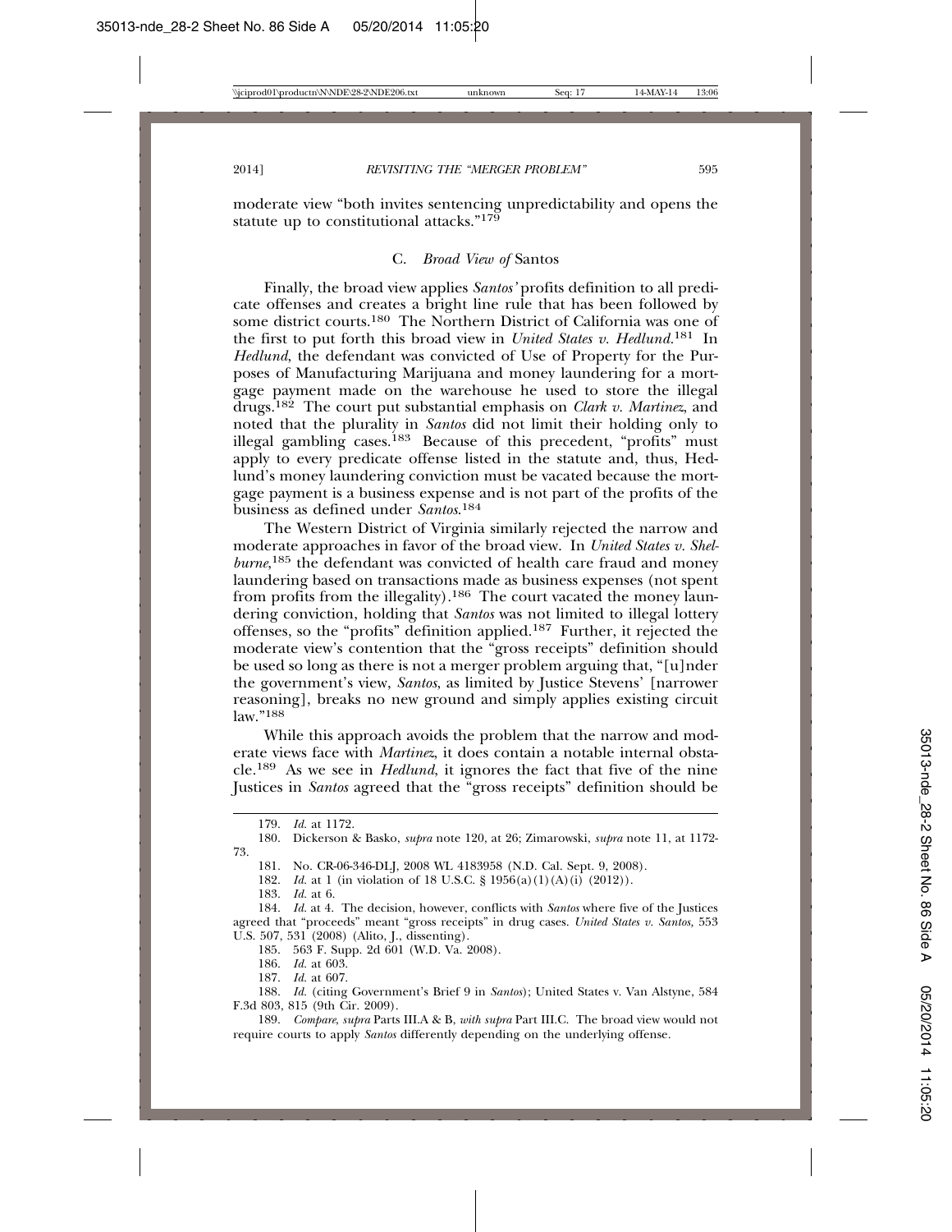moderate view "both invites sentencing unpredictability and opens the statute up to constitutional attacks."[179]

### C. *Broad View of* Santos

Finally, the broad view applies *Santos'* profits definition to all predicate offenses and creates a bright line rule that has been followed by some district courts.[180] The Northern District of California was one of the first to put forth this broad view in *United States v. Hedlund*.[181] In *Hedlund*, the defendant was convicted of Use of Property for the Purposes of Manufacturing Marijuana and money laundering for a mortgage payment made on the warehouse he used to store the illegal drugs.[182] The court put substantial emphasis on *Clark v. Martinez*, and noted that the plurality in *Santos* did not limit their holding only to illegal gambling cases.[183] Because of this precedent, "profits" must apply to every predicate offense listed in the statute and, thus, Hedlund's money laundering conviction must be vacated because the mortgage payment is a business expense and is not part of the profits of the business as defined under *Santos*.[184]

The Western District of Virginia similarly rejected the narrow and moderate approaches in favor of the broad view. In *United States v. Shelburne*,[185] the defendant was convicted of health care fraud and money laundering based on transactions made as business expenses (not spent from profits from the illegality).[186] The court vacated the money laundering conviction, holding that *Santos* was not limited to illegal lottery offenses, so the "profits" definition applied.[187] Further, it rejected the moderate view's contention that the "gross receipts" definition should be used so long as there is not a merger problem arguing that, "[u]nder the government's view, *Santos*, as limited by Justice Stevens' [narrower reasoning], breaks no new ground and simply applies existing circuit law."[188]

While this approach avoids the problem that the narrow and moderate views face with *Martinez*, it does contain a notable internal obstacle.[189] As we see in *Hedlund*, it ignores the fact that five of the nine Justices in *Santos* agreed that the "gross receipts" definition should be

---

179. *Id.* at 1172.

180. Dickerson & Basko, *supra* note 120, at 26; Zimarowski, *supra* note 11, at 1172-73.

181. No. CR-06-346-DLJ, 2008 WL 4183958 (N.D. Cal. Sept. 9, 2008).

182. *Id.* at 1 (in violation of 18 U.S.C. § 1956(a)(1)(A)(i) (2012)).

183. *Id.* at 6.

184. *Id.* at 4. The decision, however, conflicts with *Santos* where five of the Justices agreed that "proceeds" meant "gross receipts" in drug cases. *United States v. Santos,* 553 U.S. 507, 531 (2008) (Alito, J., dissenting).

185. 563 F. Supp. 2d 601 (W.D. Va. 2008).

186. *Id.* at 603.

187. *Id.* at 607.

188. *Id.* (citing Government's Brief 9 in *Santos*); United States v. Van Alstyne, 584 F.3d 803, 815 (9th Cir. 2009).

189. *Compare*, *supra* Parts III.A & B, *with supra* Part III.C. The broad view would not require courts to apply *Santos* differently depending on the underlying offense.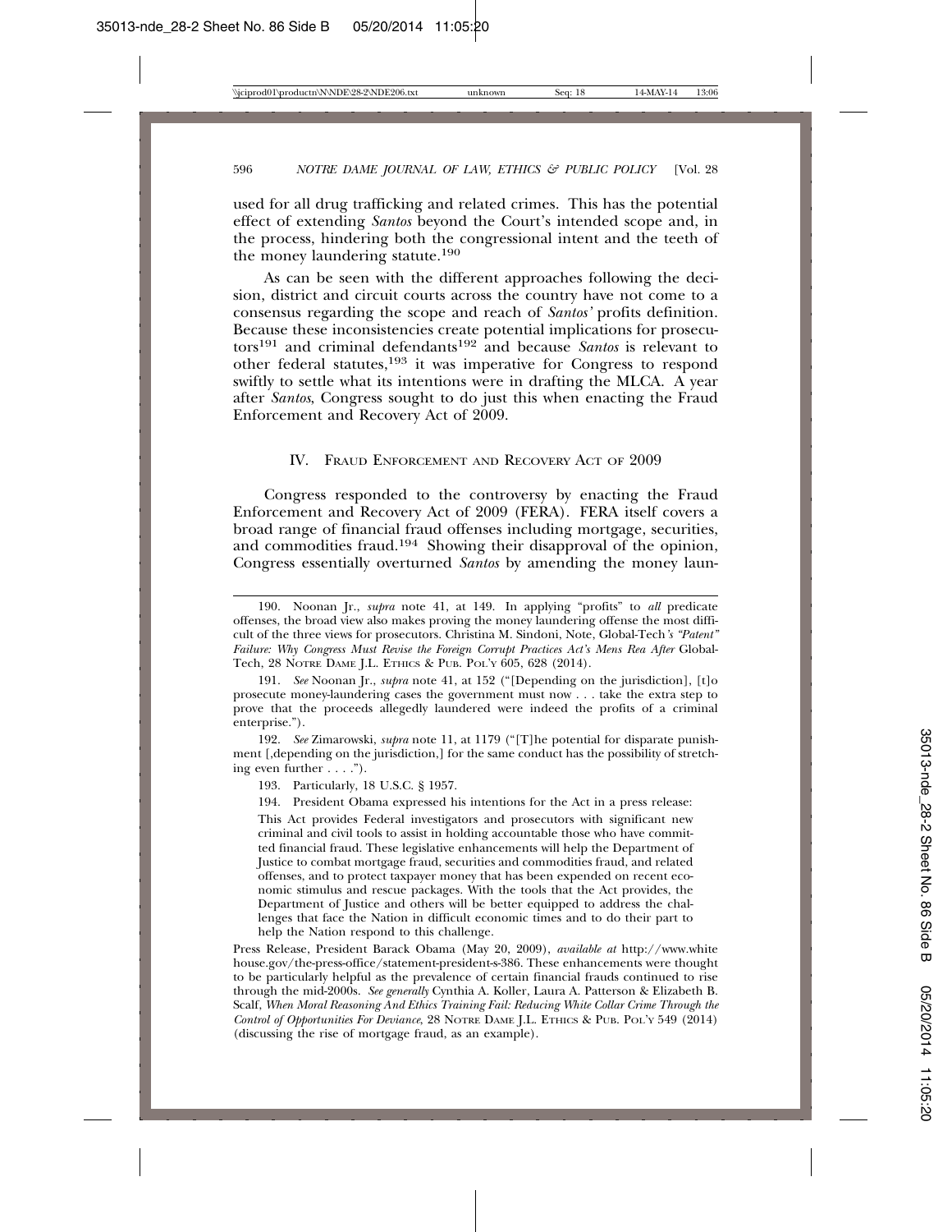used for all drug trafficking and related crimes. This has the potential effect of extending *Santos* beyond the Court's intended scope and, in the process, hindering both the congressional intent and the teeth of the money laundering statute.[190]

As can be seen with the different approaches following the decision, district and circuit courts across the country have not come to a consensus regarding the scope and reach of *Santos'* profits definition. Because these inconsistencies create potential implications for prosecutors[191] and criminal defendants[192] and because *Santos* is relevant to other federal statutes,[193] it was imperative for Congress to respond swiftly to settle what its intentions were in drafting the MLCA. A year after *Santos*, Congress sought to do just this when enacting the Fraud Enforcement and Recovery Act of 2009.

## IV. Fraud Enforcement and Recovery Act of 2009

Congress responded to the controversy by enacting the Fraud Enforcement and Recovery Act of 2009 (FERA). FERA itself covers a broad range of financial fraud offenses including mortgage, securities, and commodities fraud.[194] Showing their disapproval of the opinion, Congress essentially overturned *Santos* by amending the money laun-

---

190. Noonan Jr., *supra* note 41, at 149. In applying "profits" to *all* predicate offenses, the broad view also makes proving the money laundering offense the most difficult of the three views for prosecutors. Christina M. Sindoni, Note, Global-Tech*'s "Patent" Failure: Why Congress Must Revise the Foreign Corrupt Practices Act's Mens Rea After* Global-Tech, 28 Notre Dame J.L. Ethics & Pub. Pol'y 605, 628 (2014).

191. *See* Noonan Jr., *supra* note 41, at 152 ("[Depending on the jurisdiction], [t]o prosecute money-laundering cases the government must now . . . take the extra step to prove that the proceeds allegedly laundered were indeed the profits of a criminal enterprise.").

192. *See* Zimarowski, *supra* note 11, at 1179 ("[T]he potential for disparate punishment [,depending on the jurisdiction,] for the same conduct has the possibility of stretching even further . . . .").

193. Particularly, 18 U.S.C. § 1957.

194. President Obama expressed his intentions for the Act in a press release:

> This Act provides Federal investigators and prosecutors with significant new criminal and civil tools to assist in holding accountable those who have committed financial fraud. These legislative enhancements will help the Department of Justice to combat mortgage fraud, securities and commodities fraud, and related offenses, and to protect taxpayer money that has been expended on recent economic stimulus and rescue packages. With the tools that the Act provides, the Department of Justice and others will be better equipped to address the challenges that face the Nation in difficult economic times and to do their part to help the Nation respond to this challenge.

Press Release, President Barack Obama (May 20, 2009), *available at* http://www.whitehouse.gov/the-press-office/statement-president-s-386. These enhancements were thought to be particularly helpful as the prevalence of certain financial frauds continued to rise through the mid-2000s. *See generally* Cynthia A. Koller, Laura A. Patterson & Elizabeth B. Scalf, *When Moral Reasoning And Ethics Training Fail: Reducing White Collar Crime Through the Control of Opportunities For Deviance*, 28 Notre Dame J.L. Ethics & Pub. Pol'y 549 (2014) (discussing the rise of mortgage fraud, as an example).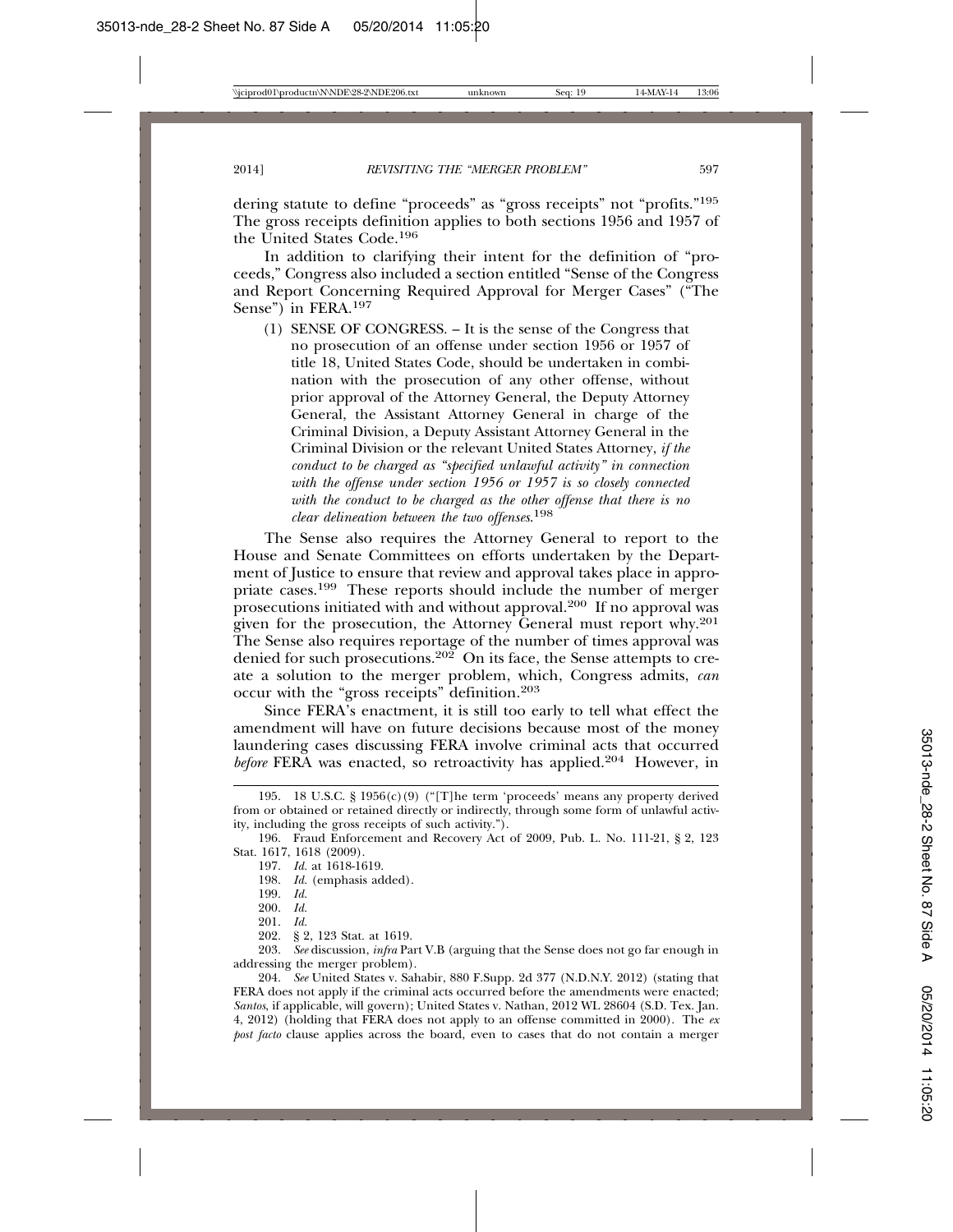dering statute to define "proceeds" as "gross receipts" not "profits."[195] The gross receipts definition applies to both sections 1956 and 1957 of the United States Code.[196]

In addition to clarifying their intent for the definition of "proceeds," Congress also included a section entitled "Sense of the Congress and Report Concerning Required Approval for Merger Cases" ("The Sense") in FERA.[197]

> (1) SENSE OF CONGRESS. – It is the sense of the Congress that no prosecution of an offense under section 1956 or 1957 of title 18, United States Code, should be undertaken in combination with the prosecution of any other offense, without prior approval of the Attorney General, the Deputy Attorney General, the Assistant Attorney General in charge of the Criminal Division, a Deputy Assistant Attorney General in the Criminal Division or the relevant United States Attorney, *if the conduct to be charged as "specified unlawful activity" in connection with the offense under section 1956 or 1957 is so closely connected with the conduct to be charged as the other offense that there is no clear delineation between the two offenses.*[198]

The Sense also requires the Attorney General to report to the House and Senate Committees on efforts undertaken by the Department of Justice to ensure that review and approval takes place in appropriate cases.[199] These reports should include the number of merger prosecutions initiated with and without approval.[200] If no approval was given for the prosecution, the Attorney General must report why.[201] The Sense also requires reportage of the number of times approval was denied for such prosecutions.[202] On its face, the Sense attempts to create a solution to the merger problem, which, Congress admits, *can* occur with the "gross receipts" definition.[203]

Since FERA's enactment, it is still too early to tell what effect the amendment will have on future decisions because most of the money laundering cases discussing FERA involve criminal acts that occurred *before* FERA was enacted, so retroactivity has applied.[204] However, in

---

195. 18 U.S.C. § 1956(c)(9) ("[T]he term 'proceeds' means any property derived from or obtained or retained directly or indirectly, through some form of unlawful activity, including the gross receipts of such activity.").

196. Fraud Enforcement and Recovery Act of 2009, Pub. L. No. 111-21, § 2, 123 Stat. 1617, 1618 (2009).

197. *Id.* at 1618-1619.

198. *Id.* (emphasis added).

199. *Id.*

200. *Id.*

201. *Id.*

202. § 2, 123 Stat. at 1619.

203. *See* discussion, *infra* Part V.B (arguing that the Sense does not go far enough in addressing the merger problem).

204. *See* United States v. Sahabir, 880 F.Supp. 2d 377 (N.D.N.Y. 2012) (stating that FERA does not apply if the criminal acts occurred before the amendments were enacted; *Santos*, if applicable, will govern); United States v. Nathan, 2012 WL 28604 (S.D. Tex. Jan. 4, 2012) (holding that FERA does not apply to an offense committed in 2000). The *ex post facto* clause applies across the board, even to cases that do not contain a merger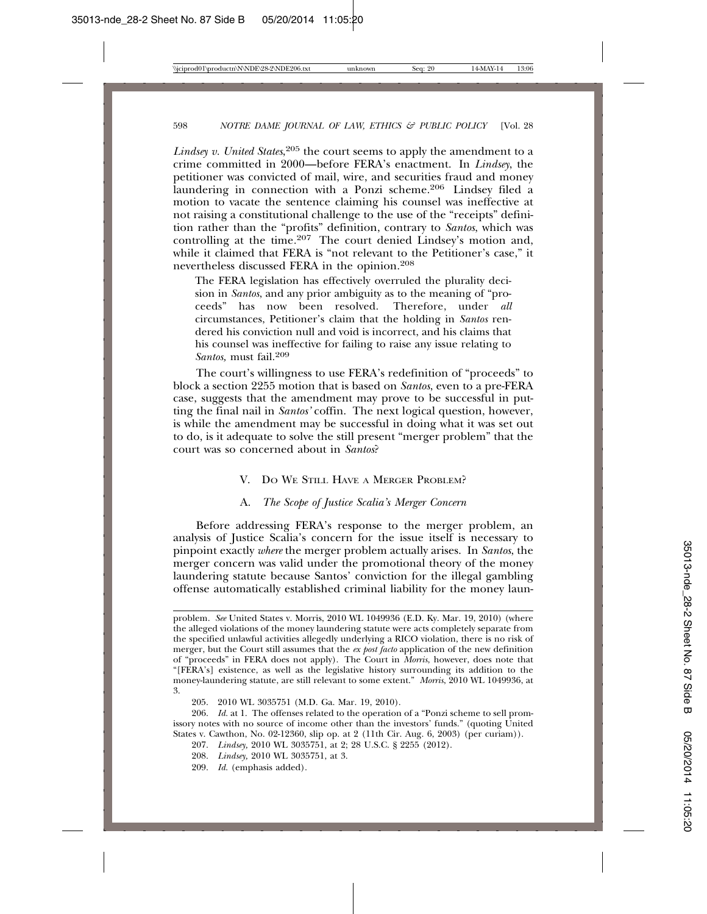*Lindsey v. United States*,[205] the court seems to apply the amendment to a crime committed in 2000—before FERA's enactment. In *Lindsey*, the petitioner was convicted of mail, wire, and securities fraud and money laundering in connection with a Ponzi scheme.[206] Lindsey filed a motion to vacate the sentence claiming his counsel was ineffective at not raising a constitutional challenge to the use of the "receipts" definition rather than the "profits" definition, contrary to *Santos*, which was controlling at the time.[207] The court denied Lindsey's motion and, while it claimed that FERA is "not relevant to the Petitioner's case," it nevertheless discussed FERA in the opinion.[208]

> The FERA legislation has effectively overruled the plurality decision in *Santos*, and any prior ambiguity as to the meaning of "proceeds" has now been resolved. Therefore, under *all* circumstances, Petitioner's claim that the holding in *Santos* rendered his conviction null and void is incorrect, and his claims that his counsel was ineffective for failing to raise any issue relating to *Santos,* must fail.[209]

The court's willingness to use FERA's redefinition of "proceeds" to block a section 2255 motion that is based on *Santos*, even to a pre-FERA case, suggests that the amendment may prove to be successful in putting the final nail in *Santos'* coffin. The next logical question, however, is while the amendment may be successful in doing what it was set out to do, is it adequate to solve the still present "merger problem" that the court was so concerned about in *Santos*?

## V. Do We Still Have a Merger Problem?

### A. *The Scope of Justice Scalia's Merger Concern*

Before addressing FERA's response to the merger problem, an analysis of Justice Scalia's concern for the issue itself is necessary to pinpoint exactly *where* the merger problem actually arises. In *Santos*, the merger concern was valid under the promotional theory of the money laundering statute because Santos' conviction for the illegal gambling offense automatically established criminal liability for the money laun-

---

problem. *See* United States v. Morris, 2010 WL 1049936 (E.D. Ky. Mar. 19, 2010) (where the alleged violations of the money laundering statute were acts completely separate from the specified unlawful activities allegedly underlying a RICO violation, there is no risk of merger, but the Court still assumes that the *ex post facto* application of the new definition of "proceeds" in FERA does not apply). The Court in *Morris*, however, does note that "[FERA's] existence, as well as the legislative history surrounding its addition to the money-laundering statute, are still relevant to some extent." *Morris*, 2010 WL 1049936, at 3.

205. 2010 WL 3035751 (M.D. Ga. Mar. 19, 2010).

206. *Id.* at 1. The offenses related to the operation of a "Ponzi scheme to sell promissory notes with no source of income other than the investors' funds." (quoting United States v. Cawthon, No. 02-12360, slip op. at 2 (11th Cir. Aug. 6, 2003) (per curiam)).

207. *Lindsey,* 2010 WL 3035751, at 2; 28 U.S.C. § 2255 (2012).

208. *Lindsey,* 2010 WL 3035751, at 3.

209. *Id.* (emphasis added).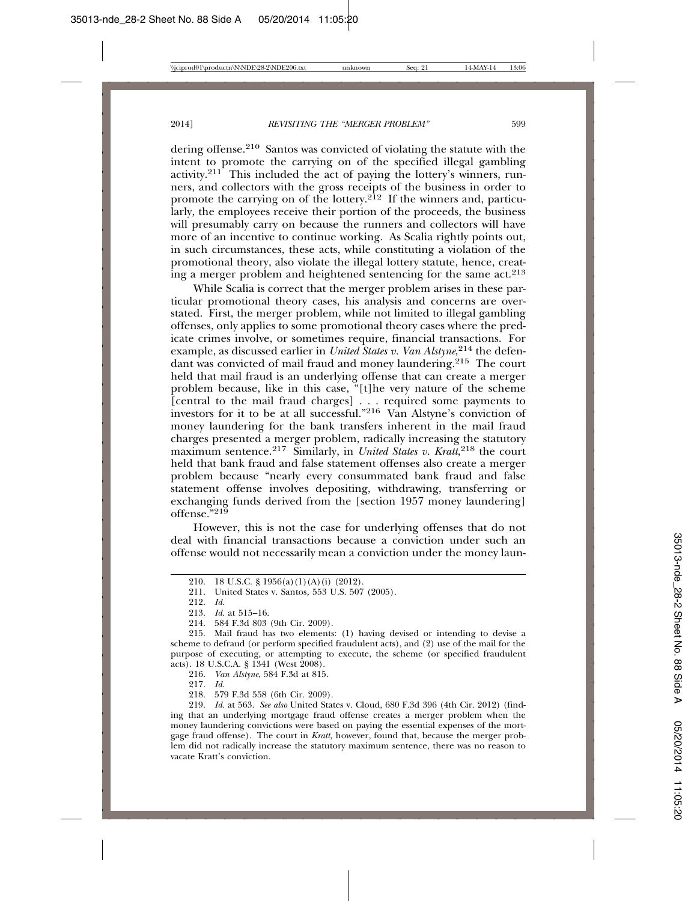dering offense.[210] Santos was convicted of violating the statute with the intent to promote the carrying on of the specified illegal gambling activity.[211] This included the act of paying the lottery's winners, runners, and collectors with the gross receipts of the business in order to promote the carrying on of the lottery.[212] If the winners and, particularly, the employees receive their portion of the proceeds, the business will presumably carry on because the runners and collectors will have more of an incentive to continue working. As Scalia rightly points out, in such circumstances, these acts, while constituting a violation of the promotional theory, also violate the illegal lottery statute, hence, creating a merger problem and heightened sentencing for the same act.[213]

While Scalia is correct that the merger problem arises in these particular promotional theory cases, his analysis and concerns are overstated. First, the merger problem, while not limited to illegal gambling offenses, only applies to some promotional theory cases where the predicate crimes involve, or sometimes require, financial transactions. For example, as discussed earlier in *United States v. Van Alstyne*,[214] the defendant was convicted of mail fraud and money laundering.[215] The court held that mail fraud is an underlying offense that can create a merger problem because, like in this case, "[t]he very nature of the scheme [central to the mail fraud charges] . . . required some payments to investors for it to be at all successful."[216] Van Alstyne's conviction of money laundering for the bank transfers inherent in the mail fraud charges presented a merger problem, radically increasing the statutory maximum sentence.[217] Similarly, in *United States v. Kratt*,[218] the court held that bank fraud and false statement offenses also create a merger problem because "nearly every consummated bank fraud and false statement offense involves depositing, withdrawing, transferring or exchanging funds derived from the [section 1957 money laundering] offense."[219]

However, this is not the case for underlying offenses that do not deal with financial transactions because a conviction under such an offense would not necessarily mean a conviction under the money laun-

---

210. 18 U.S.C. § 1956(a)(1)(A)(i) (2012).

211. United States v. Santos, 553 U.S. 507 (2005).

212. *Id.*

213. *Id.* at 515–16.

214. 584 F.3d 803 (9th Cir. 2009).

215. Mail fraud has two elements: (1) having devised or intending to devise a scheme to defraud (or perform specified fraudulent acts), and (2) use of the mail for the purpose of executing, or attempting to execute, the scheme (or specified fraudulent acts). 18 U.S.C.A. § 1341 (West 2008).

216. *Van Alstyne*, 584 F.3d at 815.

217. *Id.*

218. 579 F.3d 558 (6th Cir. 2009).

219. *Id.* at 563. *See also* United States v. Cloud, 680 F.3d 396 (4th Cir. 2012) (finding that an underlying mortgage fraud offense creates a merger problem when the money laundering convictions were based on paying the essential expenses of the mortgage fraud offense). The court in *Kratt,* however, found that, because the merger problem did not radically increase the statutory maximum sentence, there was no reason to vacate Kratt's conviction.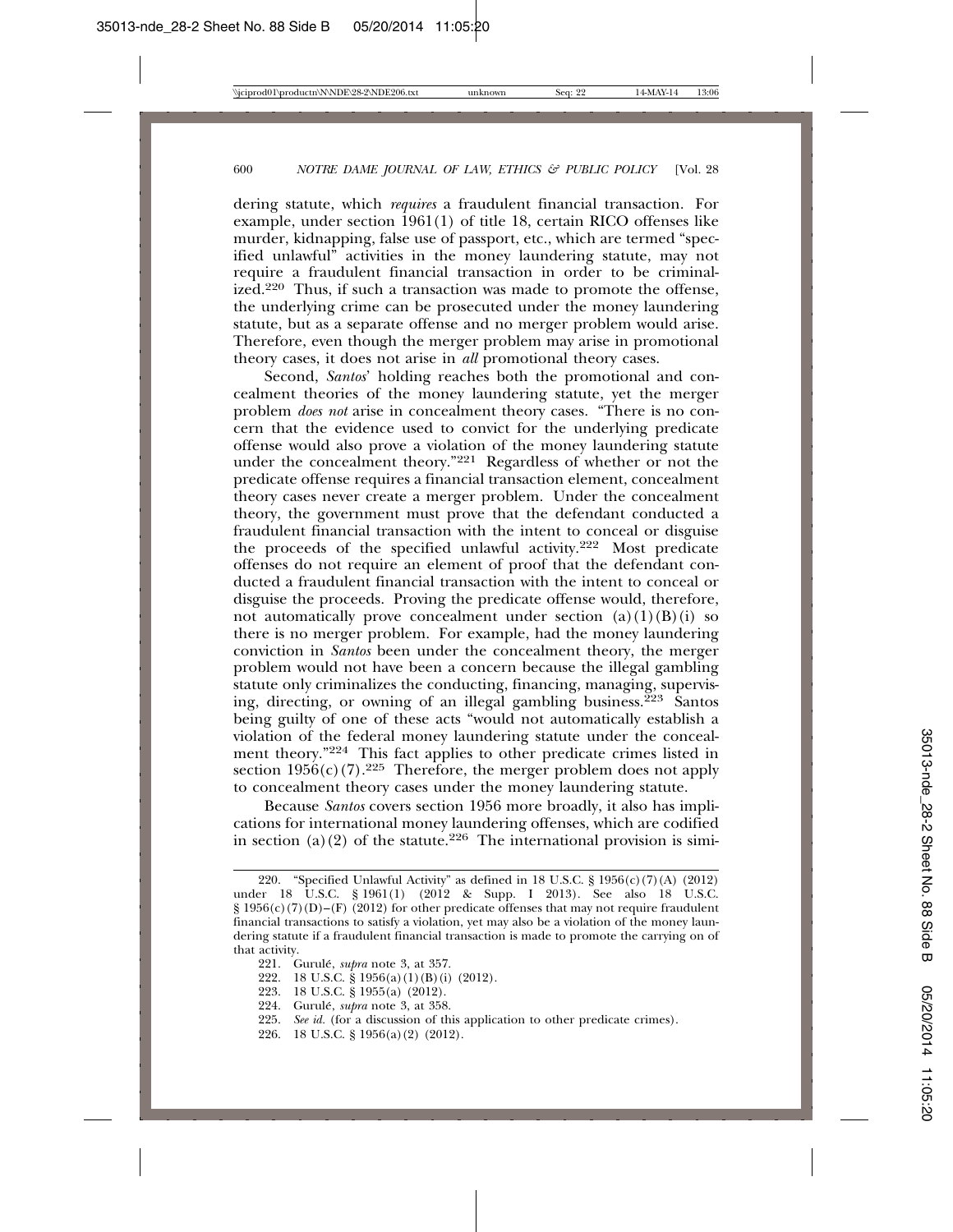dering statute, which *requires* a fraudulent financial transaction. For example, under section 1961(1) of title 18, certain RICO offenses like murder, kidnapping, false use of passport, etc., which are termed "specified unlawful" activities in the money laundering statute, may not require a fraudulent financial transaction in order to be criminalized.[220] Thus, if such a transaction was made to promote the offense, the underlying crime can be prosecuted under the money laundering statute, but as a separate offense and no merger problem would arise. Therefore, even though the merger problem may arise in promotional theory cases, it does not arise in *all* promotional theory cases.

Second, *Santos*' holding reaches both the promotional and concealment theories of the money laundering statute, yet the merger problem *does not* arise in concealment theory cases. "There is no concern that the evidence used to convict for the underlying predicate offense would also prove a violation of the money laundering statute under the concealment theory."[221] Regardless of whether or not the predicate offense requires a financial transaction element, concealment theory cases never create a merger problem. Under the concealment theory, the government must prove that the defendant conducted a fraudulent financial transaction with the intent to conceal or disguise the proceeds of the specified unlawful activity.[222] Most predicate offenses do not require an element of proof that the defendant conducted a fraudulent financial transaction with the intent to conceal or disguise the proceeds. Proving the predicate offense would, therefore, not automatically prove concealment under section (a)(1)(B)(i) so there is no merger problem. For example, had the money laundering conviction in *Santos* been under the concealment theory, the merger problem would not have been a concern because the illegal gambling statute only criminalizes the conducting, financing, managing, supervising, directing, or owning of an illegal gambling business.[223] Santos being guilty of one of these acts "would not automatically establish a violation of the federal money laundering statute under the concealment theory."[224] This fact applies to other predicate crimes listed in section 1956(c)(7).[225] Therefore, the merger problem does not apply to concealment theory cases under the money laundering statute.

Because *Santos* covers section 1956 more broadly, it also has implications for international money laundering offenses, which are codified in section (a)(2) of the statute.[226] The international provision is simi-

---

220. "Specified Unlawful Activity" as defined in 18 U.S.C. § 1956(c)(7)(A) (2012) under 18 U.S.C. § 1961(1) (2012 & Supp. I 2013). See also 18 U.S.C. § 1956(c)(7)(D)–(F) (2012) for other predicate offenses that may not require fraudulent financial transactions to satisfy a violation, yet may also be a violation of the money laundering statute if a fraudulent financial transaction is made to promote the carrying on of that activity.

221. Gurulé, *supra* note 3, at 357.

222. 18 U.S.C. § 1956(a)(1)(B)(i) (2012).

223. 18 U.S.C. § 1955(a) (2012).

224. Gurulé, *supra* note 3, at 358.

225. *See id.* (for a discussion of this application to other predicate crimes).

226. 18 U.S.C. § 1956(a)(2) (2012).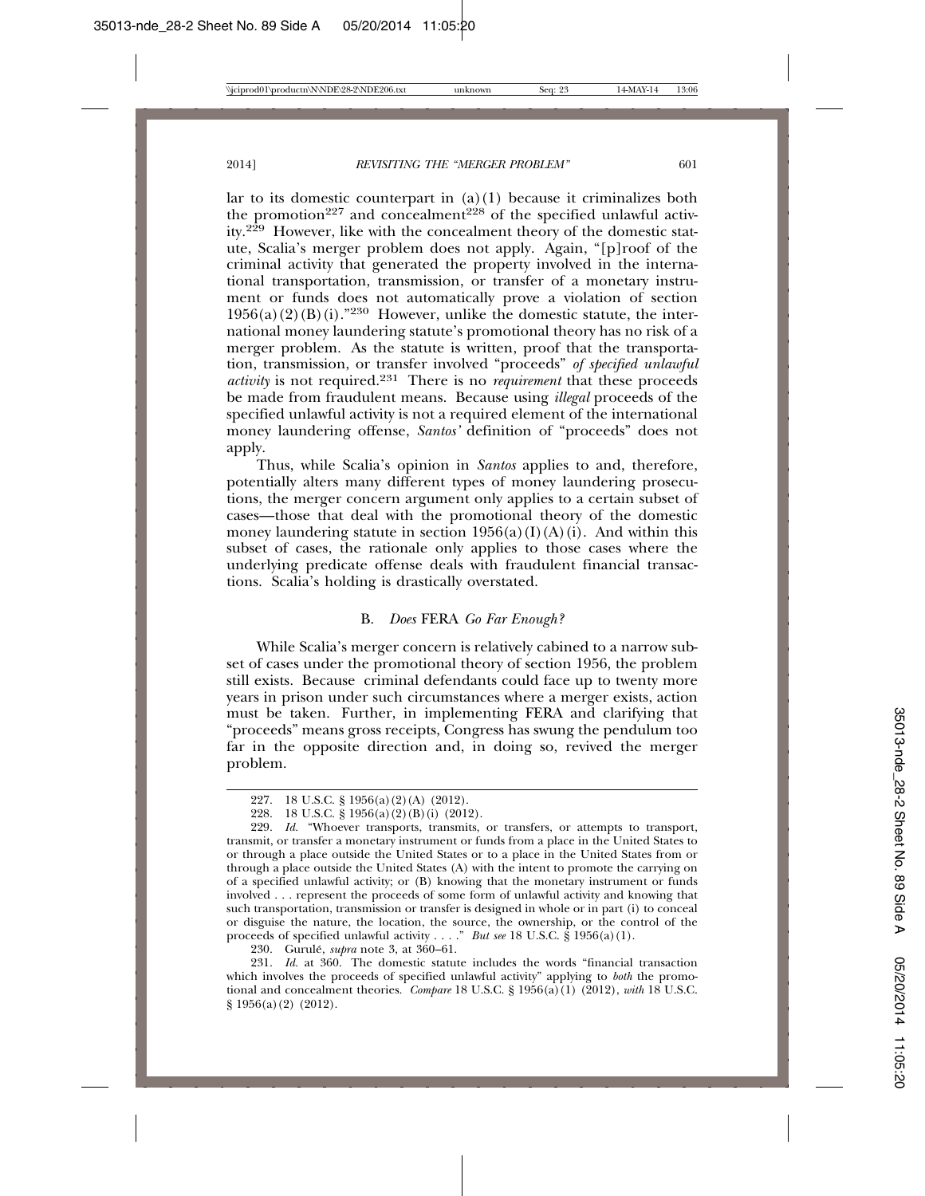lar to its domestic counterpart in (a)(1) because it criminalizes both the promotion[227] and concealment[228] of the specified unlawful activity.[229] However, like with the concealment theory of the domestic statute, Scalia's merger problem does not apply. Again, "[p]roof of the criminal activity that generated the property involved in the international transportation, transmission, or transfer of a monetary instrument or funds does not automatically prove a violation of section 1956(a)(2)(B)(i)."[230] However, unlike the domestic statute, the international money laundering statute's promotional theory has no risk of a merger problem. As the statute is written, proof that the transportation, transmission, or transfer involved "proceeds" *of specified unlawful activity* is not required.[231] There is no *requirement* that these proceeds be made from fraudulent means. Because using *illegal* proceeds of the specified unlawful activity is not a required element of the international money laundering offense, *Santos'* definition of "proceeds" does not apply.

Thus, while Scalia's opinion in *Santos* applies to and, therefore, potentially alters many different types of money laundering prosecutions, the merger concern argument only applies to a certain subset of cases—those that deal with the promotional theory of the domestic money laundering statute in section 1956(a)(I)(A)(i). And within this subset of cases, the rationale only applies to those cases where the underlying predicate offense deals with fraudulent financial transactions. Scalia's holding is drastically overstated.

### B. *Does* FERA *Go Far Enough?*

While Scalia's merger concern is relatively cabined to a narrow subset of cases under the promotional theory of section 1956, the problem still exists. Because criminal defendants could face up to twenty more years in prison under such circumstances where a merger exists, action must be taken. Further, in implementing FERA and clarifying that "proceeds" means gross receipts, Congress has swung the pendulum too far in the opposite direction and, in doing so, revived the merger problem.

---

227. 18 U.S.C. § 1956(a)(2)(A) (2012).

228. 18 U.S.C. § 1956(a)(2)(B)(i) (2012).

229. *Id.* "Whoever transports, transmits, or transfers, or attempts to transport, transmit, or transfer a monetary instrument or funds from a place in the United States to or through a place outside the United States or to a place in the United States from or through a place outside the United States (A) with the intent to promote the carrying on of a specified unlawful activity; or (B) knowing that the monetary instrument or funds involved . . . represent the proceeds of some form of unlawful activity and knowing that such transportation, transmission or transfer is designed in whole or in part (i) to conceal or disguise the nature, the location, the source, the ownership, or the control of the proceeds of specified unlawful activity . . . ." *But see* 18 U.S.C. § 1956(a)(1).

230. Gurulé, *supra* note 3, at 360–61.

231. *Id.* at 360. The domestic statute includes the words "financial transaction which involves the proceeds of specified unlawful activity" applying to *both* the promotional and concealment theories. *Compare* 18 U.S.C. § 1956(a)(1) (2012), *with* 18 U.S.C. § 1956(a)(2) (2012).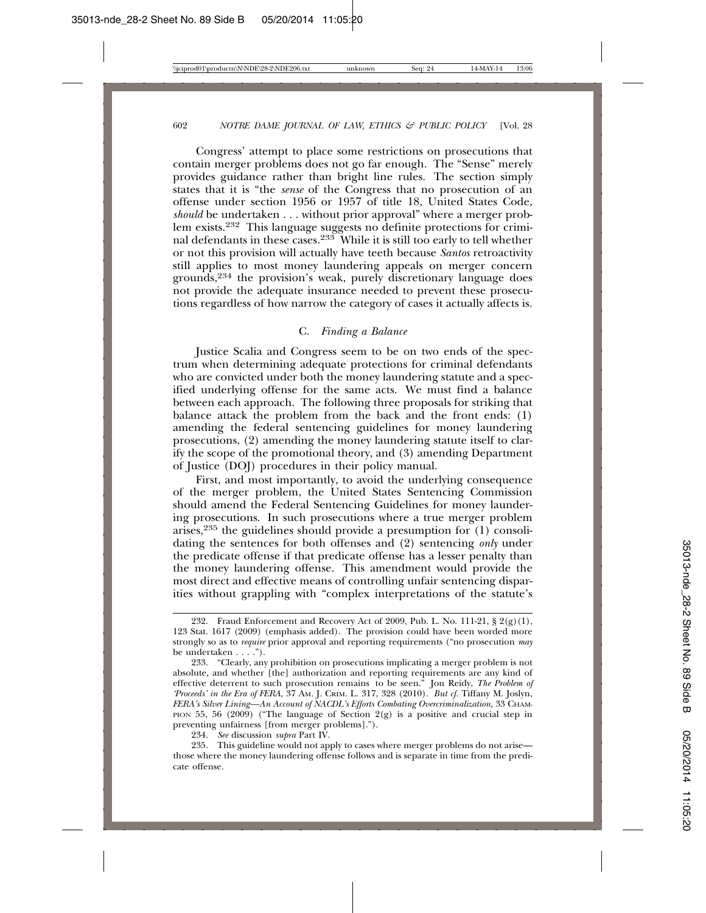Congress' attempt to place some restrictions on prosecutions that contain merger problems does not go far enough. The "Sense" merely provides guidance rather than bright line rules. The section simply states that it is "the *sense* of the Congress that no prosecution of an offense under section 1956 or 1957 of title 18, United States Code, *should* be undertaken . . . without prior approval" where a merger problem exists.[232] This language suggests no definite protections for criminal defendants in these cases.[233] While it is still too early to tell whether or not this provision will actually have teeth because *Santos* retroactivity still applies to most money laundering appeals on merger concern grounds,[234] the provision's weak, purely discretionary language does not provide the adequate insurance needed to prevent these prosecutions regardless of how narrow the category of cases it actually affects is.

### C. *Finding a Balance*

Justice Scalia and Congress seem to be on two ends of the spectrum when determining adequate protections for criminal defendants who are convicted under both the money laundering statute and a specified underlying offense for the same acts. We must find a balance between each approach. The following three proposals for striking that balance attack the problem from the back and the front ends: (1) amending the federal sentencing guidelines for money laundering prosecutions, (2) amending the money laundering statute itself to clarify the scope of the promotional theory, and (3) amending Department of Justice (DOJ) procedures in their policy manual.

First, and most importantly, to avoid the underlying consequence of the merger problem, the United States Sentencing Commission should amend the Federal Sentencing Guidelines for money laundering prosecutions. In such prosecutions where a true merger problem arises,[235] the guidelines should provide a presumption for (1) consolidating the sentences for both offenses and (2) sentencing *only* under the predicate offense if that predicate offense has a lesser penalty than the money laundering offense. This amendment would provide the most direct and effective means of controlling unfair sentencing disparities without grappling with "complex interpretations of the statute's

---

232. Fraud Enforcement and Recovery Act of 2009, Pub. L. No. 111-21, § 2(g)(1), 123 Stat. 1617 (2009) (emphasis added). The provision could have been worded more strongly so as to *require* prior approval and reporting requirements ("no prosecution *may* be undertaken . . . .").

233. "Clearly, any prohibition on prosecutions implicating a merger problem is not absolute, and whether [the] authorization and reporting requirements are any kind of effective deterrent to such prosecution remains to be seen." Jon Reidy, *The Problem of 'Proceeds' in the Era of FERA*, 37 AM. J. CRIM. L. 317, 328 (2010). *But cf.* Tiffany M. Joslyn, *FERA's Silver Lining—An Account of NACDL's Efforts Combating Overcriminalization*, 33 CHAMPION 55, 56 (2009) ("The language of Section 2(g) is a positive and crucial step in preventing unfairness [from merger problems].").

234. *See* discussion *supra* Part IV.

235. This guideline would not apply to cases where merger problems do not arise—those where the money laundering offense follows and is separate in time from the predicate offense.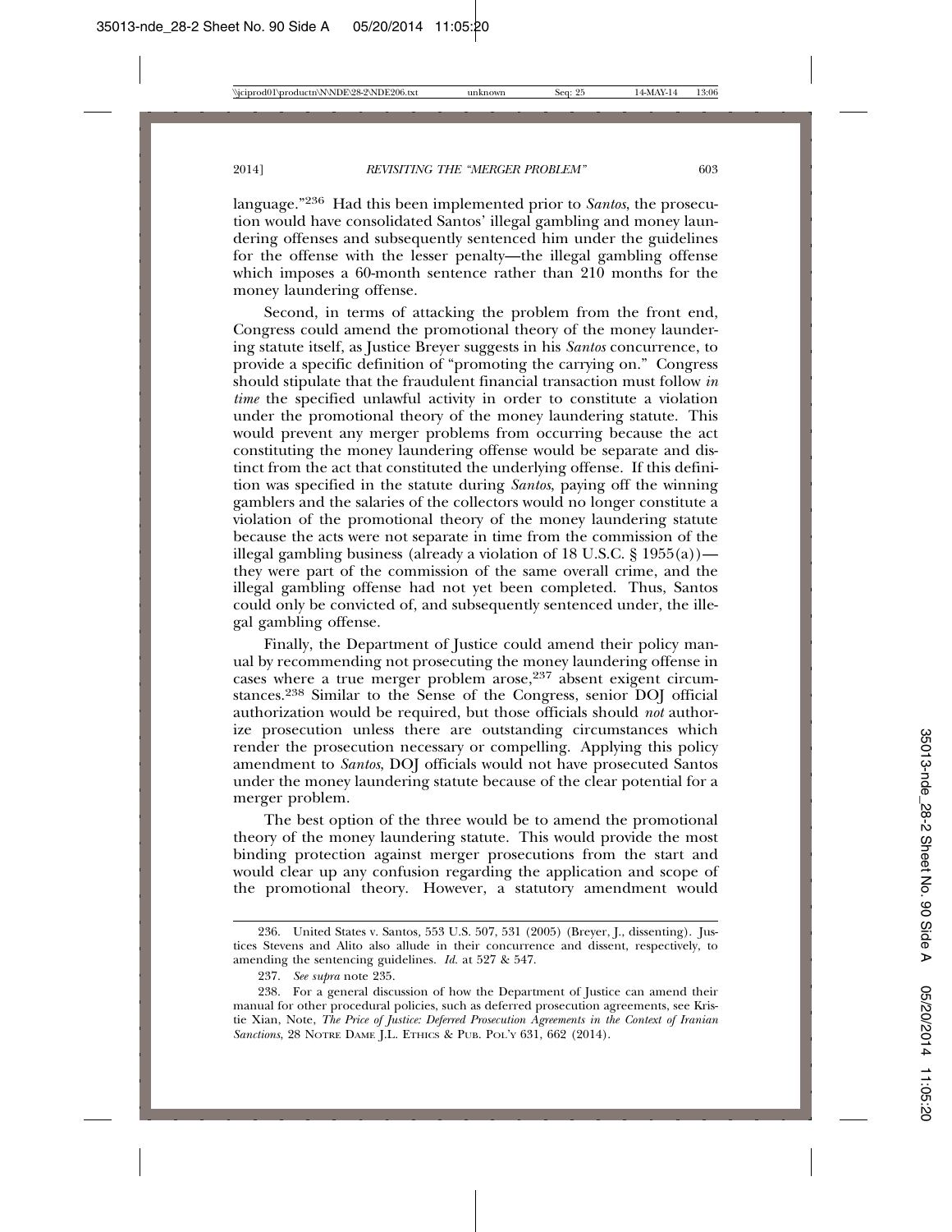language."[236] Had this been implemented prior to *Santos*, the prosecution would have consolidated Santos' illegal gambling and money laundering offenses and subsequently sentenced him under the guidelines for the offense with the lesser penalty—the illegal gambling offense which imposes a 60-month sentence rather than 210 months for the money laundering offense.

Second, in terms of attacking the problem from the front end, Congress could amend the promotional theory of the money laundering statute itself, as Justice Breyer suggests in his *Santos* concurrence, to provide a specific definition of "promoting the carrying on." Congress should stipulate that the fraudulent financial transaction must follow *in time* the specified unlawful activity in order to constitute a violation under the promotional theory of the money laundering statute. This would prevent any merger problems from occurring because the act constituting the money laundering offense would be separate and distinct from the act that constituted the underlying offense. If this definition was specified in the statute during *Santos*, paying off the winning gamblers and the salaries of the collectors would no longer constitute a violation of the promotional theory of the money laundering statute because the acts were not separate in time from the commission of the illegal gambling business (already a violation of 18 U.S.C. § 1955(a))—they were part of the commission of the same overall crime, and the illegal gambling offense had not yet been completed. Thus, Santos could only be convicted of, and subsequently sentenced under, the illegal gambling offense.

Finally, the Department of Justice could amend their policy manual by recommending not prosecuting the money laundering offense in cases where a true merger problem arose,[237] absent exigent circumstances.[238] Similar to the Sense of the Congress, senior DOJ official authorization would be required, but those officials should *not* authorize prosecution unless there are outstanding circumstances which render the prosecution necessary or compelling. Applying this policy amendment to *Santos*, DOJ officials would not have prosecuted Santos under the money laundering statute because of the clear potential for a merger problem.

The best option of the three would be to amend the promotional theory of the money laundering statute. This would provide the most binding protection against merger prosecutions from the start and would clear up any confusion regarding the application and scope of the promotional theory. However, a statutory amendment would

---

236. United States v. Santos, 553 U.S. 507, 531 (2005) (Breyer, J., dissenting). Justices Stevens and Alito also allude in their concurrence and dissent, respectively, to amending the sentencing guidelines. *Id.* at 527 & 547.

237. *See supra* note 235.

238. For a general discussion of how the Department of Justice can amend their manual for other procedural policies, such as deferred prosecution agreements, see Kristie Xian, Note, *The Price of Justice: Deferred Prosecution Agreements in the Context of Iranian Sanctions*, 28 NOTRE DAME J.L. ETHICS & PUB. POL'Y 631, 662 (2014).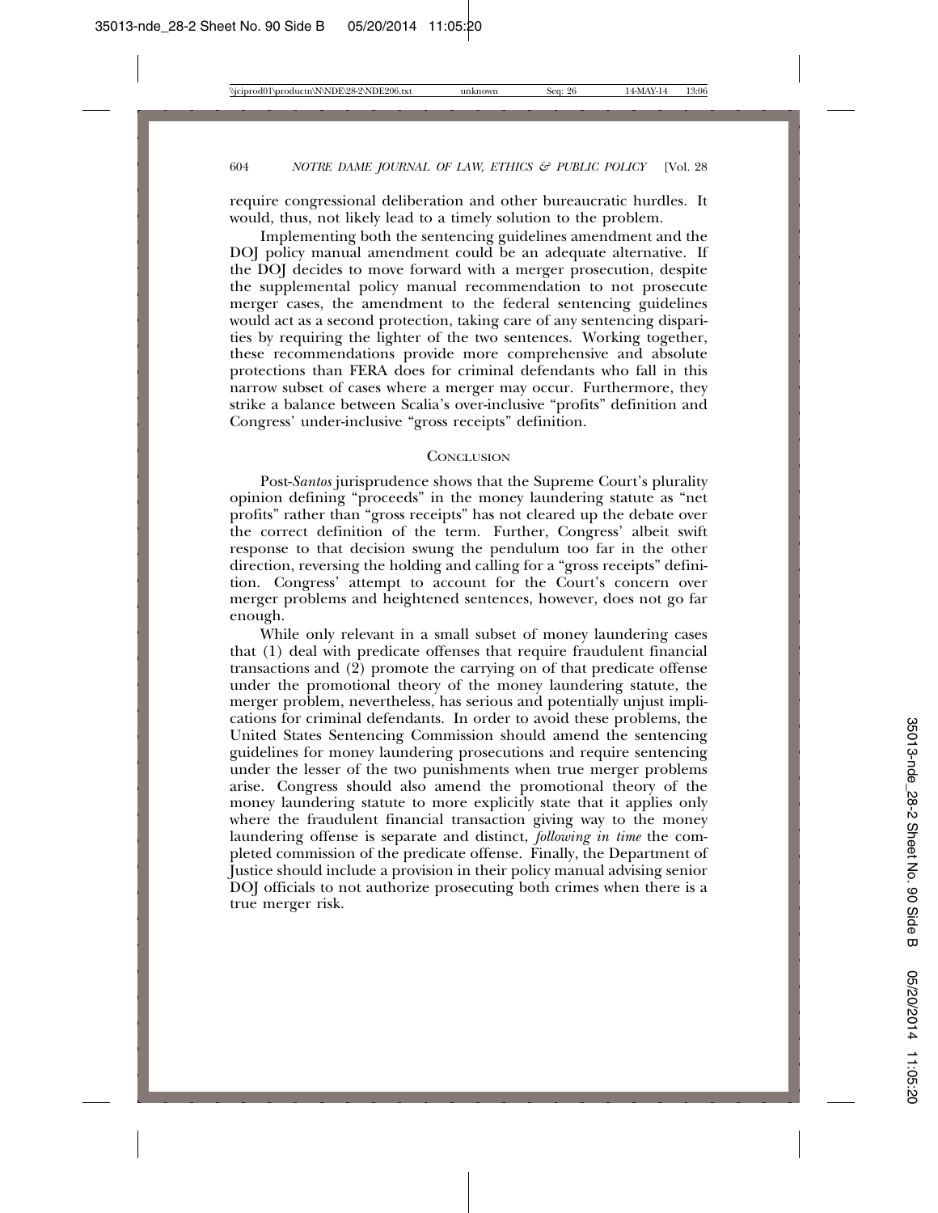require congressional deliberation and other bureaucratic hurdles. It would, thus, not likely lead to a timely solution to the problem.

Implementing both the sentencing guidelines amendment and the DOJ policy manual amendment could be an adequate alternative. If the DOJ decides to move forward with a merger prosecution, despite the supplemental policy manual recommendation to not prosecute merger cases, the amendment to the federal sentencing guidelines would act as a second protection, taking care of any sentencing disparities by requiring the lighter of the two sentences. Working together, these recommendations provide more comprehensive and absolute protections than FERA does for criminal defendants who fall in this narrow subset of cases where a merger may occur. Furthermore, they strike a balance between Scalia's over-inclusive "profits" definition and Congress' under-inclusive "gross receipts" definition.

## CONCLUSION

Post-*Santos* jurisprudence shows that the Supreme Court's plurality opinion defining "proceeds" in the money laundering statute as "net profits" rather than "gross receipts" has not cleared up the debate over the correct definition of the term. Further, Congress' albeit swift response to that decision swung the pendulum too far in the other direction, reversing the holding and calling for a "gross receipts" definition. Congress' attempt to account for the Court's concern over merger problems and heightened sentences, however, does not go far enough.

While only relevant in a small subset of money laundering cases that (1) deal with predicate offenses that require fraudulent financial transactions and (2) promote the carrying on of that predicate offense under the promotional theory of the money laundering statute, the merger problem, nevertheless, has serious and potentially unjust implications for criminal defendants. In order to avoid these problems, the United States Sentencing Commission should amend the sentencing guidelines for money laundering prosecutions and require sentencing under the lesser of the two punishments when true merger problems arise. Congress should also amend the promotional theory of the money laundering statute to more explicitly state that it applies only where the fraudulent financial transaction giving way to the money laundering offense is separate and distinct, *following in time* the completed commission of the predicate offense. Finally, the Department of Justice should include a provision in their policy manual advising senior DOJ officials to not authorize prosecuting both crimes when there is a true merger risk.